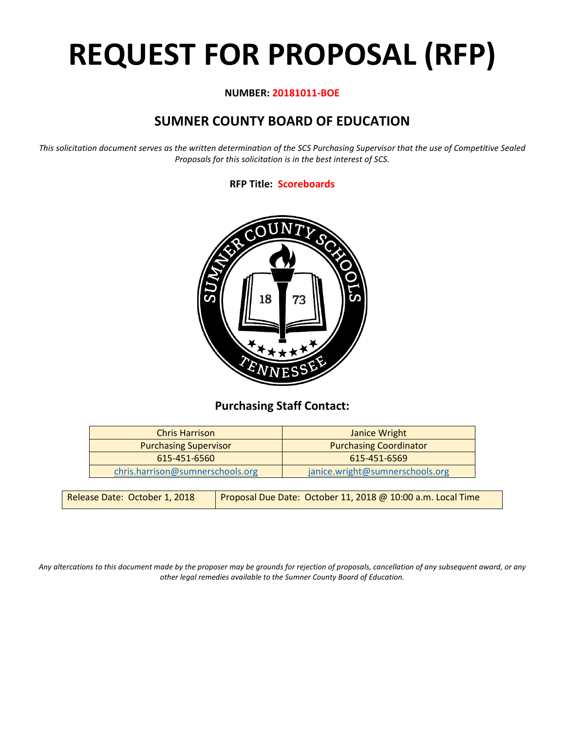# REQUEST FOR PROPOSAL (RFP)

**NUMBER: 20181011-BOE**

## SUMNER COUNTY BOARD OF EDUCATION

*This solicitation document serves as the written determination of the SCS Purchasing Supervisor that the use of Competitive Sealed Proposals for this solicitation is in the best interest of SCS.*

**RFP Title: Scoreboards**

### Purchasing Staff Contact:

| Chris Harrison | Janice Wright |
| --- | --- |
| Purchasing Supervisor | Purchasing Coordinator |
| 615-451-6560 | 615-451-6569 |
| chris.harrison@sumnerschools.org | janice.wright@sumnerschools.org |

| Release Date: October 1, 2018 | Proposal Due Date: October 11, 2018 @ 10:00 a.m. Local Time |
| --- | --- |

*Any altercations to this document made by the proposer may be grounds for rejection of proposals, cancellation of any subsequent award, or any other legal remedies available to the Sumner County Board of Education.*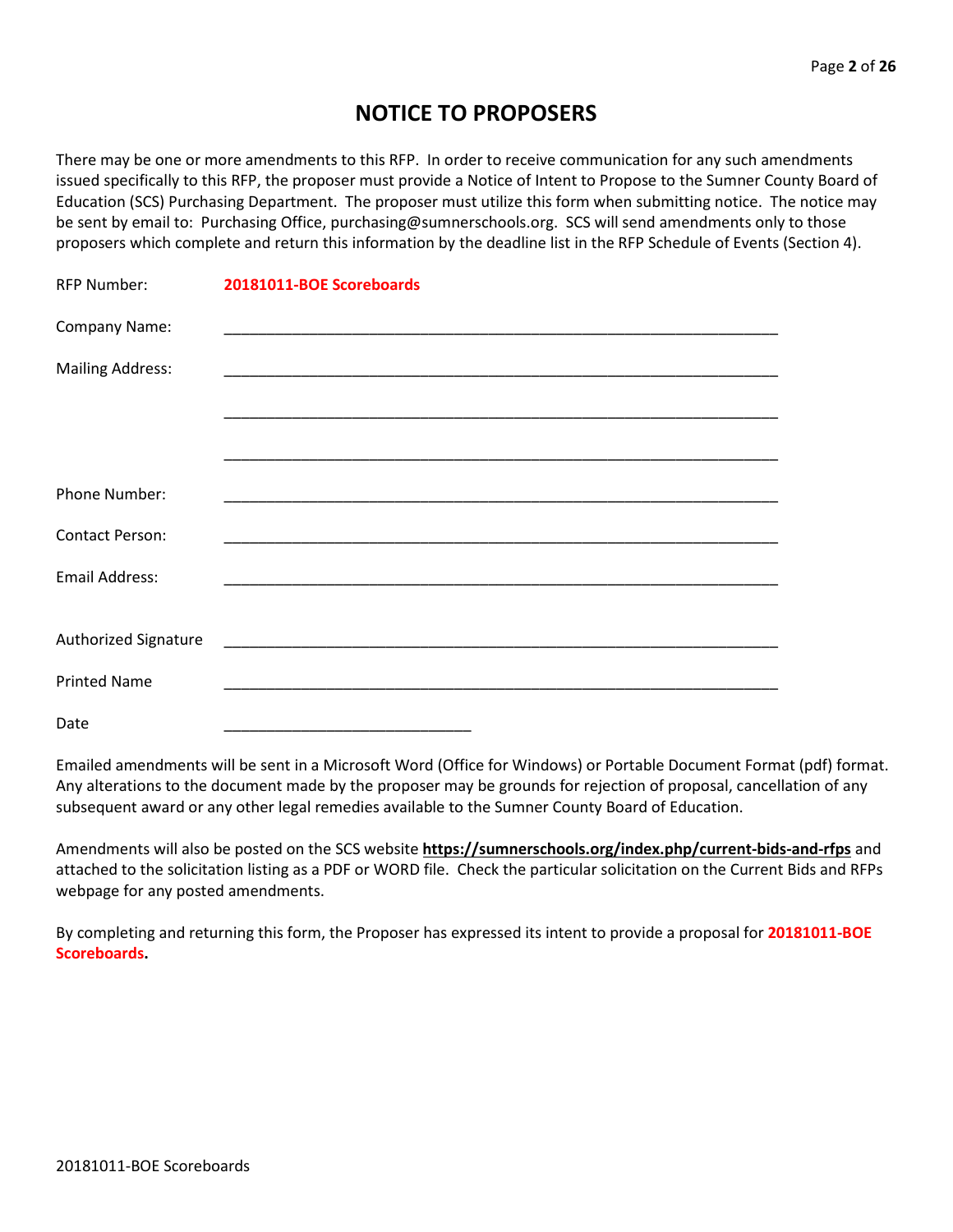# NOTICE TO PROPOSERS

There may be one or more amendments to this RFP. In order to receive communication for any such amendments issued specifically to this RFP, the proposer must provide a Notice of Intent to Propose to the Sumner County Board of Education (SCS) Purchasing Department. The proposer must utilize this form when submitting notice. The notice may be sent by email to: Purchasing Office, purchasing@sumnerschools.org. SCS will send amendments only to those proposers which complete and return this information by the deadline list in the RFP Schedule of Events (Section 4).

RFP Number: **20181011-BOE Scoreboards**

Company Name: ____________________________________________________________

Mailing Address: ____________________________________________________________

____________________________________________________________

____________________________________________________________

Phone Number: ____________________________________________________________

Contact Person: ____________________________________________________________

Email Address: ____________________________________________________________

Authorized Signature ____________________________________________________________

Printed Name ____________________________________________________________

Date ____________________________

Emailed amendments will be sent in a Microsoft Word (Office for Windows) or Portable Document Format (pdf) format. Any alterations to the document made by the proposer may be grounds for rejection of proposal, cancellation of any subsequent award or any other legal remedies available to the Sumner County Board of Education.

Amendments will also be posted on the SCS website **https://sumnerschools.org/index.php/current-bids-and-rfps** and attached to the solicitation listing as a PDF or WORD file. Check the particular solicitation on the Current Bids and RFPs webpage for any posted amendments.

By completing and returning this form, the Proposer has expressed its intent to provide a proposal for **20181011-BOE Scoreboards.**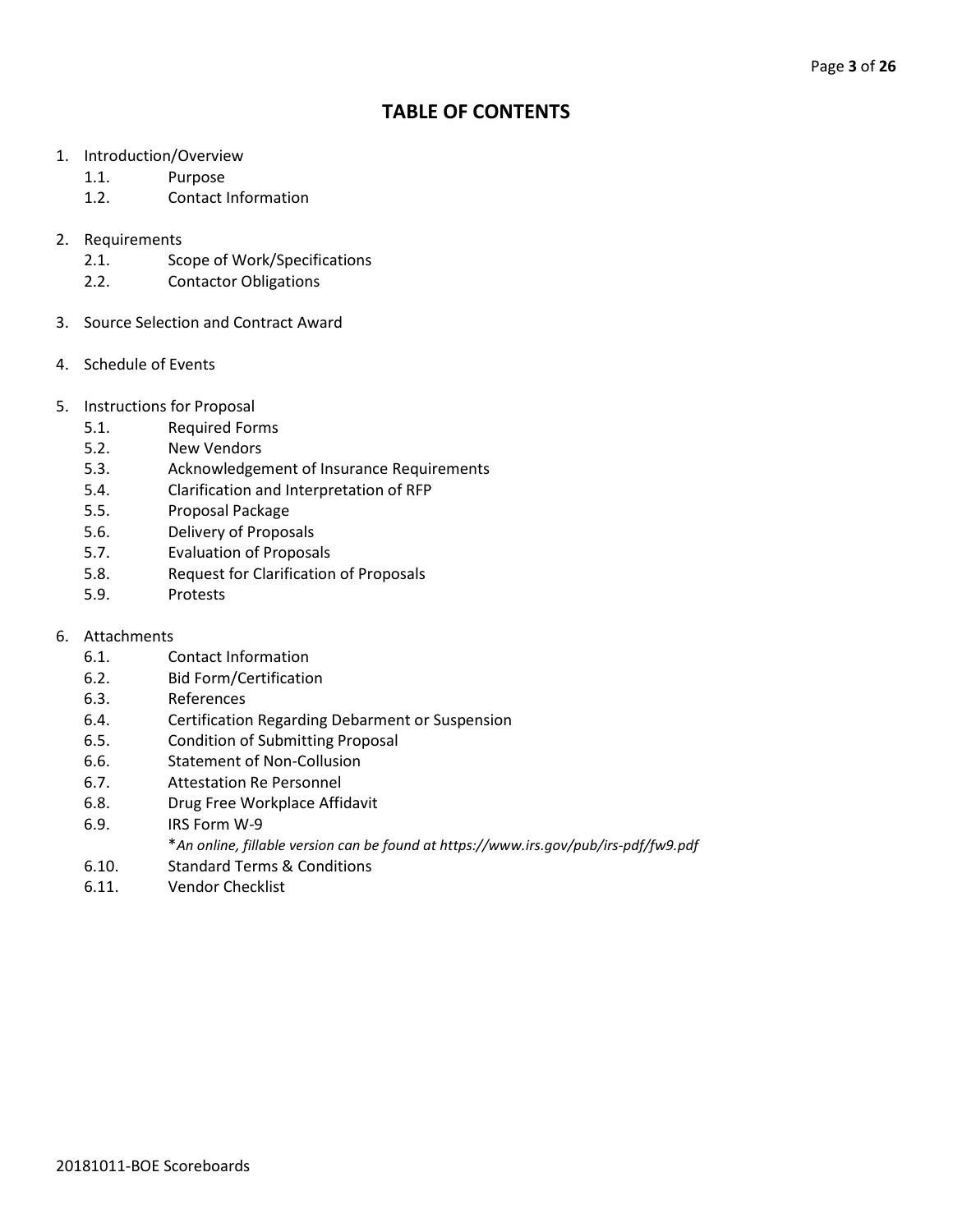# TABLE OF CONTENTS

1. Introduction/Overview
   - 1.1. Purpose
   - 1.2. Contact Information

2. Requirements
   - 2.1. Scope of Work/Specifications
   - 2.2. Contactor Obligations

3. Source Selection and Contract Award

4. Schedule of Events

5. Instructions for Proposal
   - 5.1. Required Forms
   - 5.2. New Vendors
   - 5.3. Acknowledgement of Insurance Requirements
   - 5.4. Clarification and Interpretation of RFP
   - 5.5. Proposal Package
   - 5.6. Delivery of Proposals
   - 5.7. Evaluation of Proposals
   - 5.8. Request for Clarification of Proposals
   - 5.9. Protests

6. Attachments
   - 6.1. Contact Information
   - 6.2. Bid Form/Certification
   - 6.3. References
   - 6.4. Certification Regarding Debarment or Suspension
   - 6.5. Condition of Submitting Proposal
   - 6.6. Statement of Non-Collusion
   - 6.7. Attestation Re Personnel
   - 6.8. Drug Free Workplace Affidavit
   - 6.9. IRS Form W-9
     
     **An online, fillable version can be found at https://www.irs.gov/pub/irs-pdf/fw9.pdf*
   - 6.10. Standard Terms & Conditions
   - 6.11. Vendor Checklist

20181011-BOE Scoreboards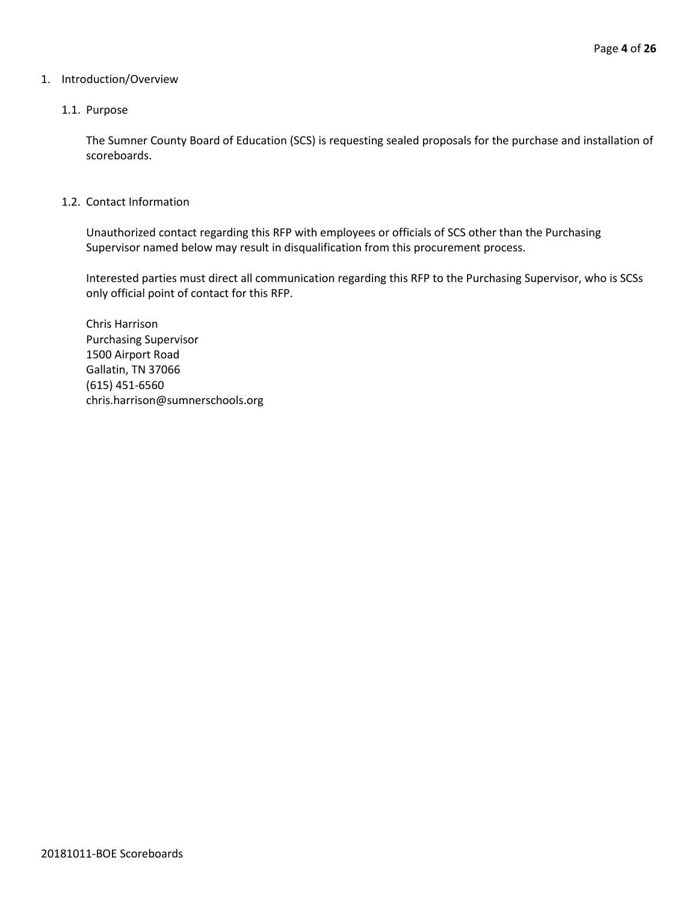# 1. Introduction/Overview

## 1.1. Purpose

The Sumner County Board of Education (SCS) is requesting sealed proposals for the purchase and installation of scoreboards.

## 1.2. Contact Information

Unauthorized contact regarding this RFP with employees or officials of SCS other than the Purchasing Supervisor named below may result in disqualification from this procurement process.

Interested parties must direct all communication regarding this RFP to the Purchasing Supervisor, who is SCSs only official point of contact for this RFP.

Chris Harrison
Purchasing Supervisor
1500 Airport Road
Gallatin, TN 37066
(615) 451-6560
chris.harrison@sumnerschools.org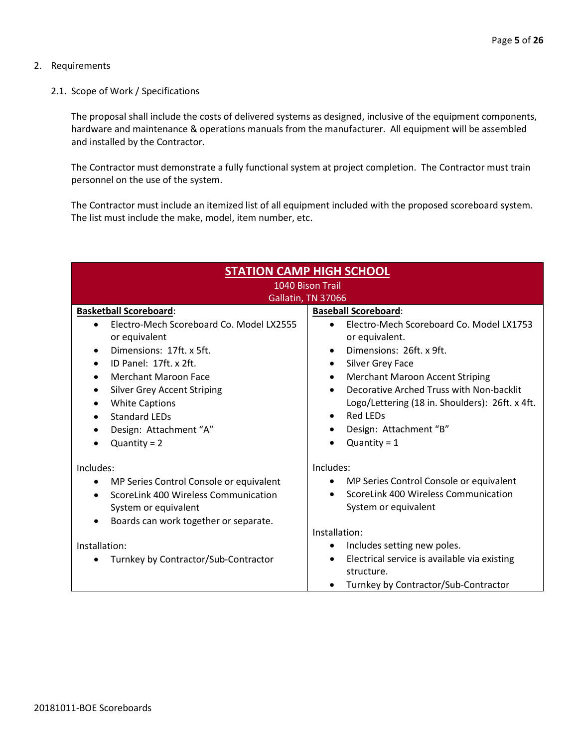2. Requirements

2.1. Scope of Work / Specifications

The proposal shall include the costs of delivered systems as designed, inclusive of the equipment components, hardware and maintenance & operations manuals from the manufacturer. All equipment will be assembled and installed by the Contractor.

The Contractor must demonstrate a fully functional system at project completion. The Contractor must train personnel on the use of the system.

The Contractor must include an itemized list of all equipment included with the proposed scoreboard system. The list must include the make, model, item number, etc.

| **STATION CAMP HIGH SCHOOL**<br>1040 Bison Trail<br>Gallatin, TN 37066 | |
|---|---|
| **Basketball Scoreboard**:<br>• Electro-Mech Scoreboard Co. Model LX2555 or equivalent<br>• Dimensions: 17ft. x 5ft.<br>• ID Panel: 17ft. x 2ft.<br>• Merchant Maroon Face<br>• Silver Grey Accent Striping<br>• White Captions<br>• Standard LEDs<br>• Design: Attachment "A"<br>• Quantity = 2<br><br>Includes:<br>• MP Series Control Console or equivalent<br>• ScoreLink 400 Wireless Communication System or equivalent<br>• Boards can work together or separate.<br><br>Installation:<br>• Turnkey by Contractor/Sub-Contractor | **Baseball Scoreboard**:<br>• Electro-Mech Scoreboard Co. Model LX1753 or equivalent.<br>• Dimensions: 26ft. x 9ft.<br>• Silver Grey Face<br>• Merchant Maroon Accent Striping<br>• Decorative Arched Truss with Non-backlit Logo/Lettering (18 in. Shoulders): 26ft. x 4ft.<br>• Red LEDs<br>• Design: Attachment "B"<br>• Quantity = 1<br><br>Includes:<br>• MP Series Control Console or equivalent<br>• ScoreLink 400 Wireless Communication System or equivalent<br><br>Installation:<br>• Includes setting new poles.<br>• Electrical service is available via existing structure.<br>• Turnkey by Contractor/Sub-Contractor |

20181011-BOE Scoreboards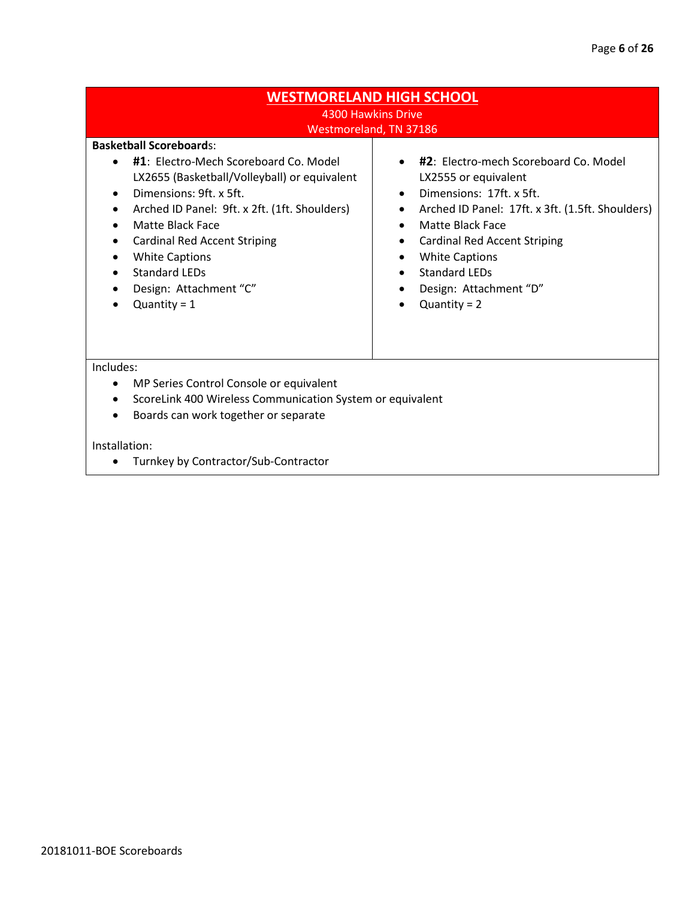## WESTMORELAND HIGH SCHOOL

4300 Hawkins Drive
Westmoreland, TN 37186

**Basketball Scoreboard**s:

- **#1**: Electro-Mech Scoreboard Co. Model LX2655 (Basketball/Volleyball) or equivalent
- Dimensions: 9ft. x 5ft.
- Arched ID Panel: 9ft. x 2ft. (1ft. Shoulders)
- Matte Black Face
- Cardinal Red Accent Striping
- White Captions
- Standard LEDs
- Design: Attachment "C"
- Quantity = 1

- **#2**: Electro-mech Scoreboard Co. Model LX2555 or equivalent
- Dimensions: 17ft. x 5ft.
- Arched ID Panel: 17ft. x 3ft. (1.5ft. Shoulders)
- Matte Black Face
- Cardinal Red Accent Striping
- White Captions
- Standard LEDs
- Design: Attachment "D"
- Quantity = 2

Includes:

- MP Series Control Console or equivalent
- ScoreLink 400 Wireless Communication System or equivalent
- Boards can work together or separate

Installation:

- Turnkey by Contractor/Sub-Contractor

20181011-BOE Scoreboards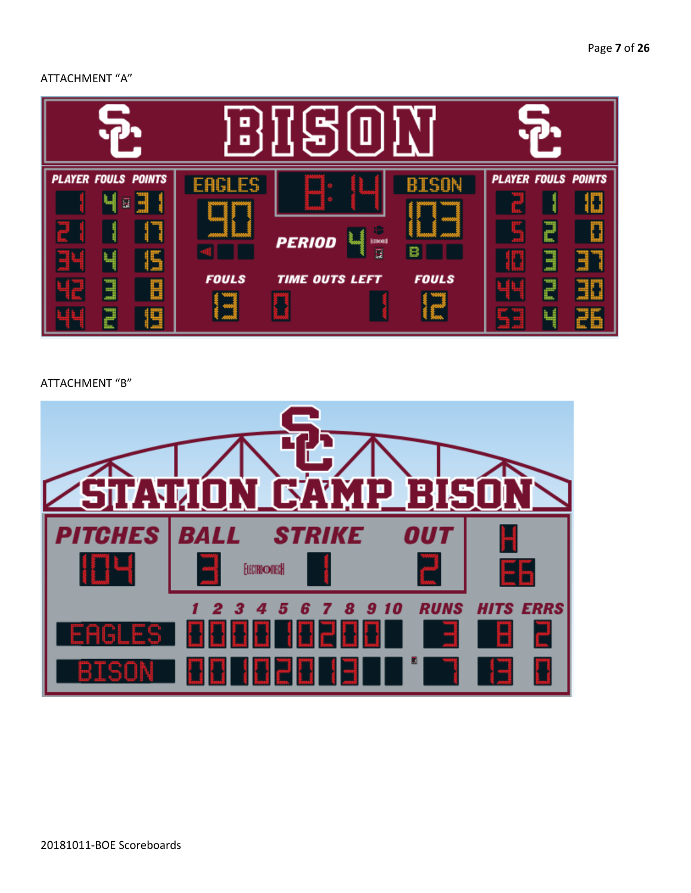ATTACHMENT "A"

ATTACHMENT "B"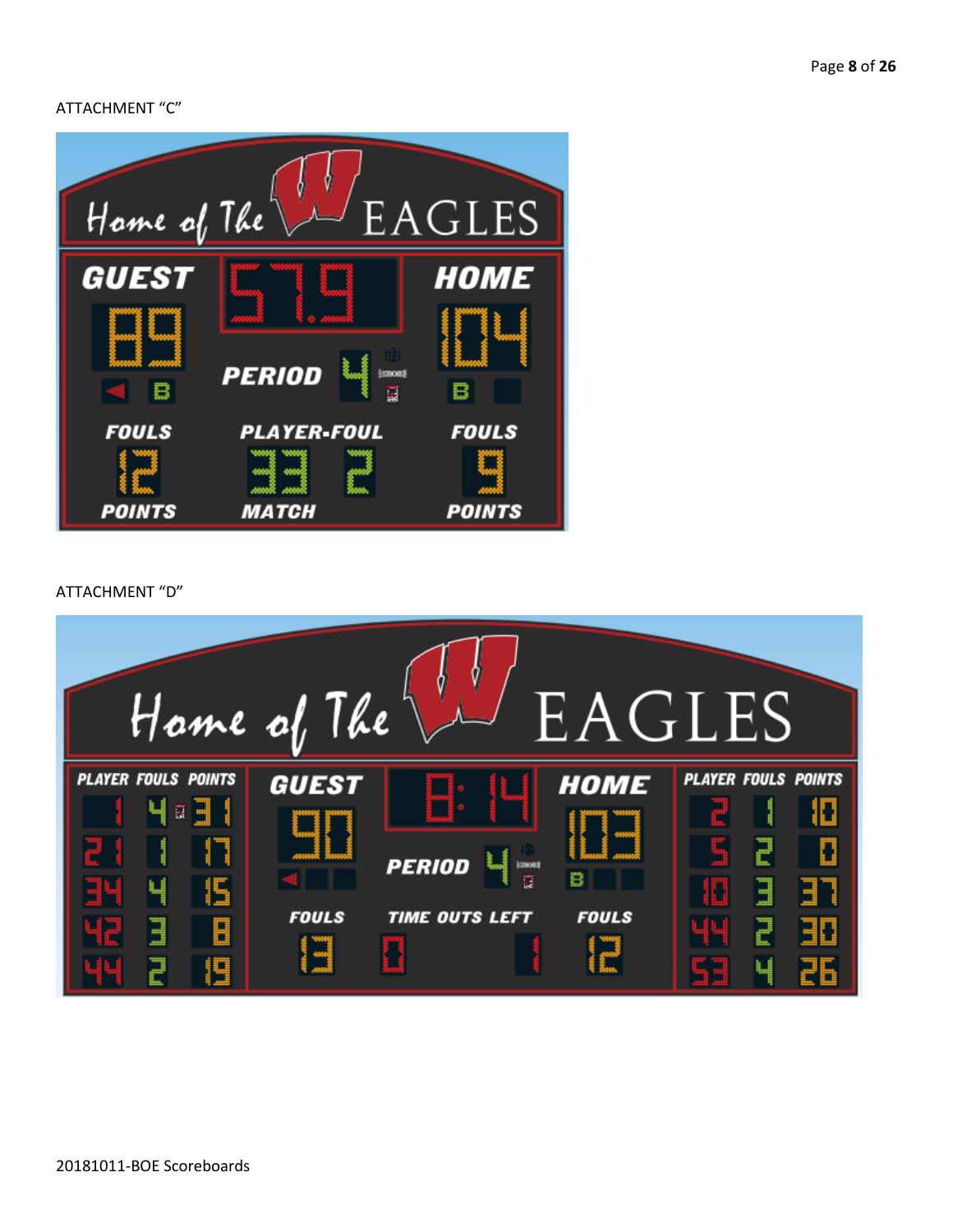ATTACHMENT "C"

ATTACHMENT "D"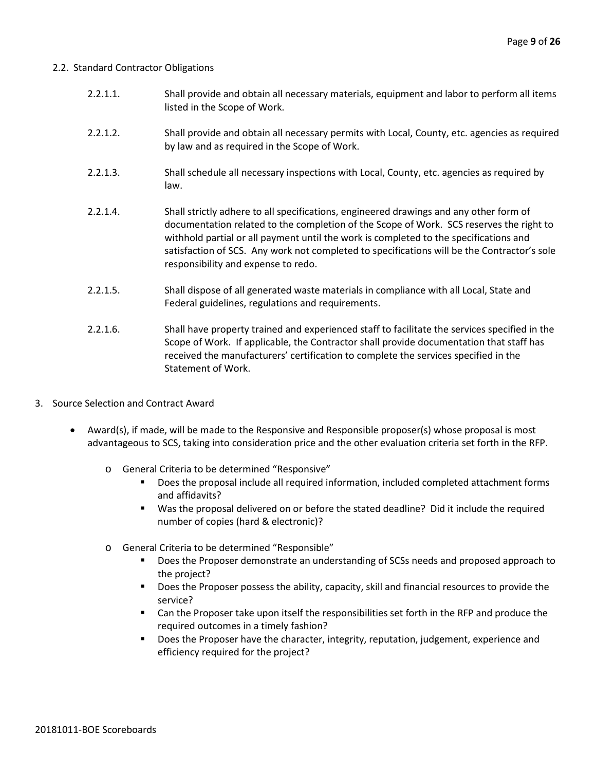## 2.2. Standard Contractor Obligations

2.2.1.1. Shall provide and obtain all necessary materials, equipment and labor to perform all items listed in the Scope of Work.

2.2.1.2. Shall provide and obtain all necessary permits with Local, County, etc. agencies as required by law and as required in the Scope of Work.

2.2.1.3. Shall schedule all necessary inspections with Local, County, etc. agencies as required by law.

2.2.1.4. Shall strictly adhere to all specifications, engineered drawings and any other form of documentation related to the completion of the Scope of Work. SCS reserves the right to withhold partial or all payment until the work is completed to the specifications and satisfaction of SCS. Any work not completed to specifications will be the Contractor's sole responsibility and expense to redo.

2.2.1.5. Shall dispose of all generated waste materials in compliance with all Local, State and Federal guidelines, regulations and requirements.

2.2.1.6. Shall have property trained and experienced staff to facilitate the services specified in the Scope of Work. If applicable, the Contractor shall provide documentation that staff has received the manufacturers' certification to complete the services specified in the Statement of Work.

## 3. Source Selection and Contract Award

- Award(s), if made, will be made to the Responsive and Responsible proposer(s) whose proposal is most advantageous to SCS, taking into consideration price and the other evaluation criteria set forth in the RFP.
  - General Criteria to be determined "Responsive"
    - Does the proposal include all required information, included completed attachment forms and affidavits?
    - Was the proposal delivered on or before the stated deadline? Did it include the required number of copies (hard & electronic)?
  - General Criteria to be determined "Responsible"
    - Does the Proposer demonstrate an understanding of SCSs needs and proposed approach to the project?
    - Does the Proposer possess the ability, capacity, skill and financial resources to provide the service?
    - Can the Proposer take upon itself the responsibilities set forth in the RFP and produce the required outcomes in a timely fashion?
    - Does the Proposer have the character, integrity, reputation, judgement, experience and efficiency required for the project?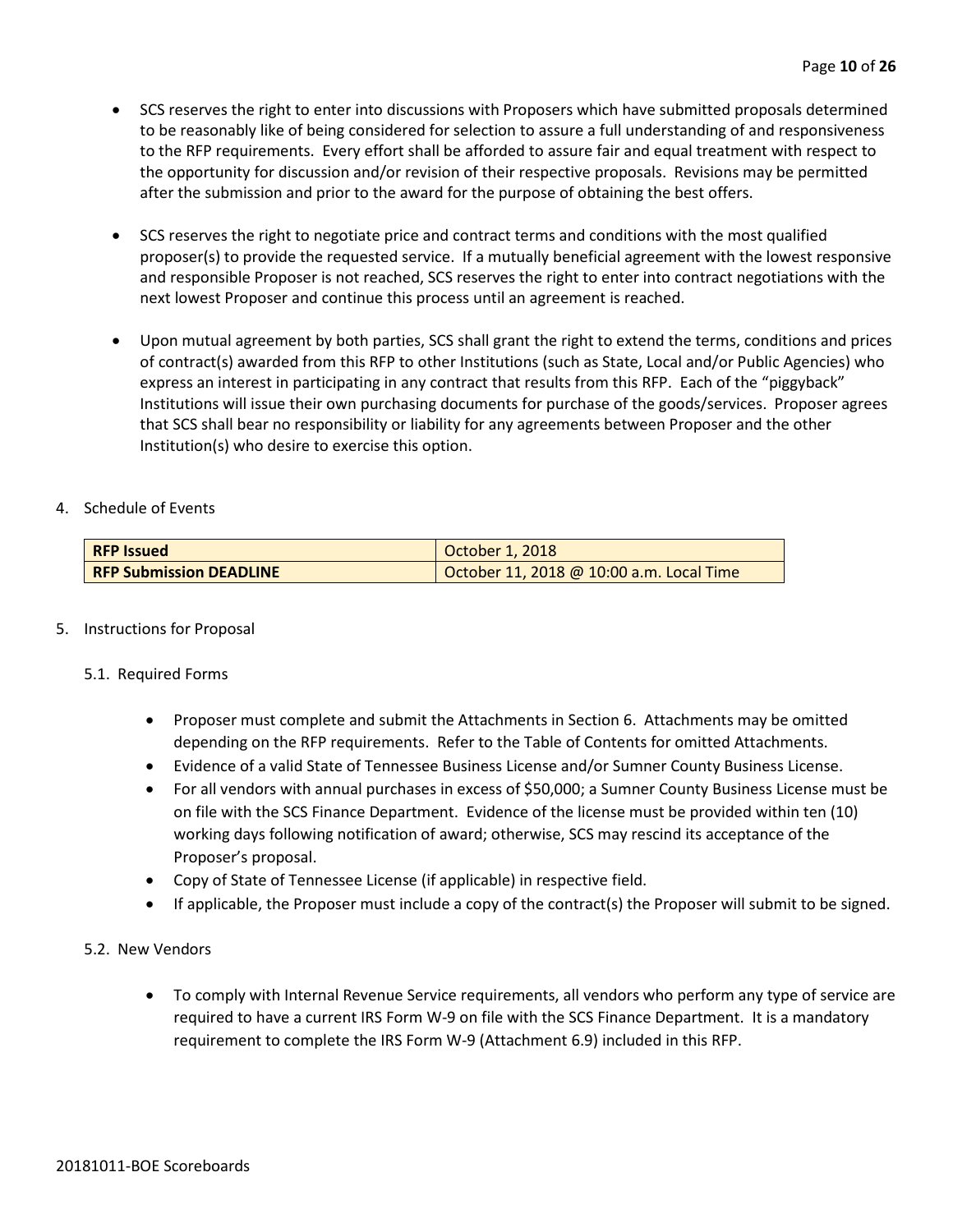- SCS reserves the right to enter into discussions with Proposers which have submitted proposals determined to be reasonably like of being considered for selection to assure a full understanding of and responsiveness to the RFP requirements. Every effort shall be afforded to assure fair and equal treatment with respect to the opportunity for discussion and/or revision of their respective proposals. Revisions may be permitted after the submission and prior to the award for the purpose of obtaining the best offers.
- SCS reserves the right to negotiate price and contract terms and conditions with the most qualified proposer(s) to provide the requested service. If a mutually beneficial agreement with the lowest responsive and responsible Proposer is not reached, SCS reserves the right to enter into contract negotiations with the next lowest Proposer and continue this process until an agreement is reached.
- Upon mutual agreement by both parties, SCS shall grant the right to extend the terms, conditions and prices of contract(s) awarded from this RFP to other Institutions (such as State, Local and/or Public Agencies) who express an interest in participating in any contract that results from this RFP. Each of the "piggyback" Institutions will issue their own purchasing documents for purchase of the goods/services. Proposer agrees that SCS shall bear no responsibility or liability for any agreements between Proposer and the other Institution(s) who desire to exercise this option.

4. Schedule of Events

| **RFP Issued** | October 1, 2018 |
|---|---|
| **RFP Submission DEADLINE** | October 11, 2018 @ 10:00 a.m. Local Time |

5. Instructions for Proposal

5.1. Required Forms

- Proposer must complete and submit the Attachments in Section 6. Attachments may be omitted depending on the RFP requirements. Refer to the Table of Contents for omitted Attachments.
- Evidence of a valid State of Tennessee Business License and/or Sumner County Business License.
- For all vendors with annual purchases in excess of $50,000; a Sumner County Business License must be on file with the SCS Finance Department. Evidence of the license must be provided within ten (10) working days following notification of award; otherwise, SCS may rescind its acceptance of the Proposer's proposal.
- Copy of State of Tennessee License (if applicable) in respective field.
- If applicable, the Proposer must include a copy of the contract(s) the Proposer will submit to be signed.

5.2. New Vendors

- To comply with Internal Revenue Service requirements, all vendors who perform any type of service are required to have a current IRS Form W-9 on file with the SCS Finance Department. It is a mandatory requirement to complete the IRS Form W-9 (Attachment 6.9) included in this RFP.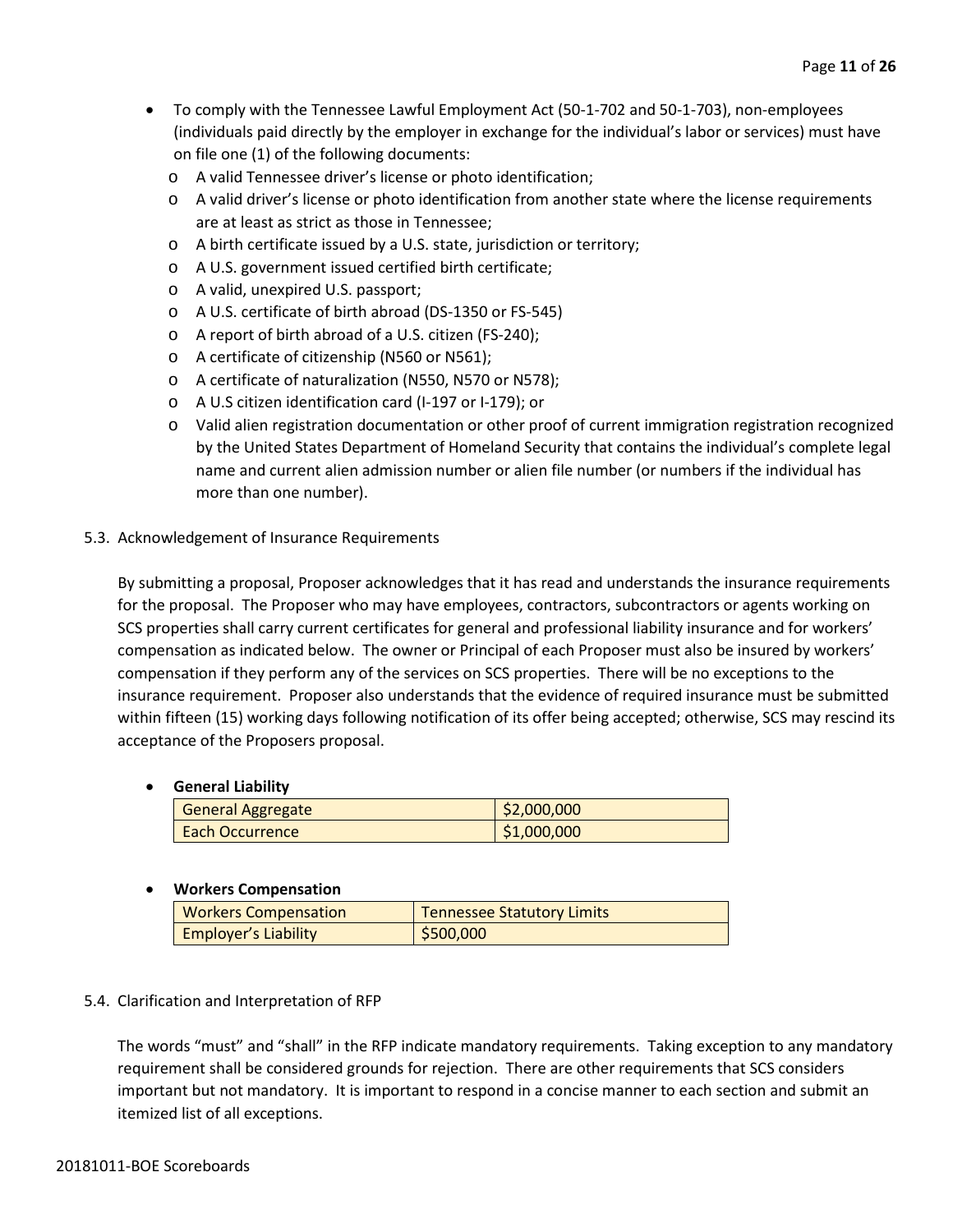- To comply with the Tennessee Lawful Employment Act (50-1-702 and 50-1-703), non-employees (individuals paid directly by the employer in exchange for the individual's labor or services) must have on file one (1) of the following documents:
  - A valid Tennessee driver's license or photo identification;
  - A valid driver's license or photo identification from another state where the license requirements are at least as strict as those in Tennessee;
  - A birth certificate issued by a U.S. state, jurisdiction or territory;
  - A U.S. government issued certified birth certificate;
  - A valid, unexpired U.S. passport;
  - A U.S. certificate of birth abroad (DS-1350 or FS-545)
  - A report of birth abroad of a U.S. citizen (FS-240);
  - A certificate of citizenship (N560 or N561);
  - A certificate of naturalization (N550, N570 or N578);
  - A U.S citizen identification card (I-197 or I-179); or
  - Valid alien registration documentation or other proof of current immigration registration recognized by the United States Department of Homeland Security that contains the individual's complete legal name and current alien admission number or alien file number (or numbers if the individual has more than one number).

5.3. Acknowledgement of Insurance Requirements

By submitting a proposal, Proposer acknowledges that it has read and understands the insurance requirements for the proposal. The Proposer who may have employees, contractors, subcontractors or agents working on SCS properties shall carry current certificates for general and professional liability insurance and for workers' compensation as indicated below. The owner or Principal of each Proposer must also be insured by workers' compensation if they perform any of the services on SCS properties. There will be no exceptions to the insurance requirement. Proposer also understands that the evidence of required insurance must be submitted within fifteen (15) working days following notification of its offer being accepted; otherwise, SCS may rescind its acceptance of the Proposers proposal.

- **General Liability**

| General Aggregate | $2,000,000 |
|---|---|
| Each Occurrence | $1,000,000 |

- **Workers Compensation**

| Workers Compensation | Tennessee Statutory Limits |
|---|---|
| Employer's Liability | $500,000 |

5.4. Clarification and Interpretation of RFP

The words "must" and "shall" in the RFP indicate mandatory requirements. Taking exception to any mandatory requirement shall be considered grounds for rejection. There are other requirements that SCS considers important but not mandatory. It is important to respond in a concise manner to each section and submit an itemized list of all exceptions.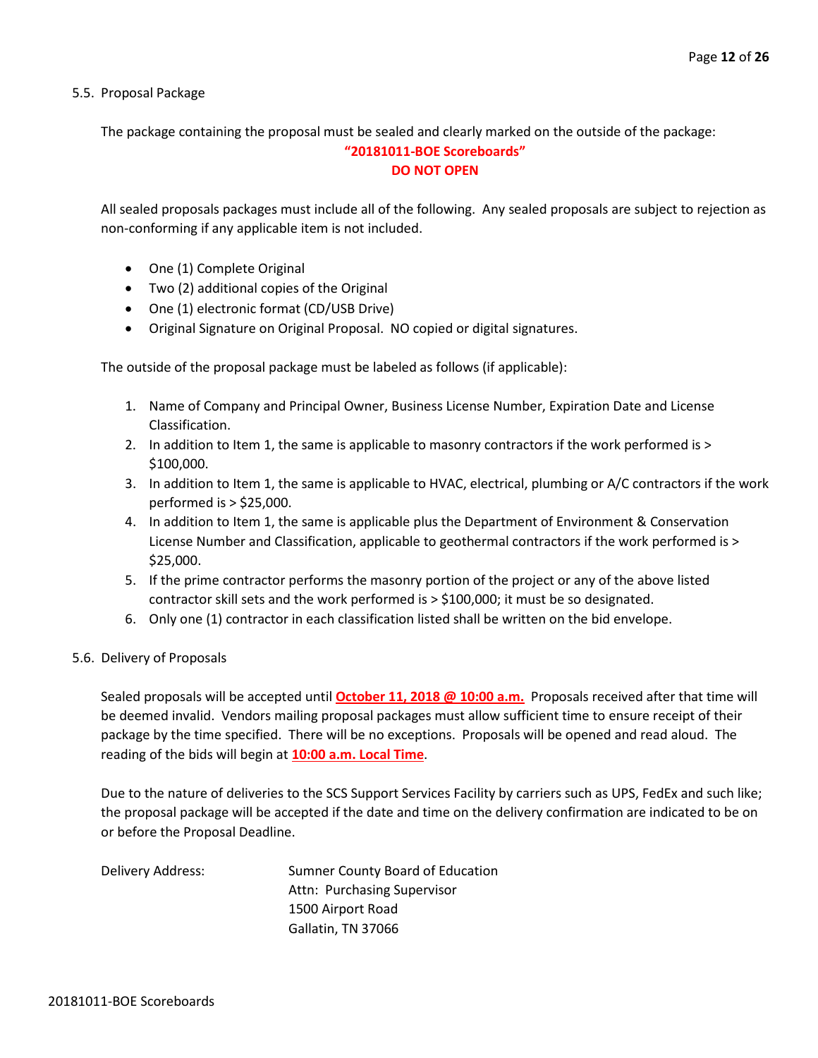5.5. Proposal Package

The package containing the proposal must be sealed and clearly marked on the outside of the package:

**"20181011-BOE Scoreboards"**
**DO NOT OPEN**

All sealed proposals packages must include all of the following. Any sealed proposals are subject to rejection as non-conforming if any applicable item is not included.

- One (1) Complete Original
- Two (2) additional copies of the Original
- One (1) electronic format (CD/USB Drive)
- Original Signature on Original Proposal. NO copied or digital signatures.

The outside of the proposal package must be labeled as follows (if applicable):

1. Name of Company and Principal Owner, Business License Number, Expiration Date and License Classification.
2. In addition to Item 1, the same is applicable to masonry contractors if the work performed is > $100,000.
3. In addition to Item 1, the same is applicable to HVAC, electrical, plumbing or A/C contractors if the work performed is > $25,000.
4. In addition to Item 1, the same is applicable plus the Department of Environment & Conservation License Number and Classification, applicable to geothermal contractors if the work performed is > $25,000.
5. If the prime contractor performs the masonry portion of the project or any of the above listed contractor skill sets and the work performed is > $100,000; it must be so designated.
6. Only one (1) contractor in each classification listed shall be written on the bid envelope.

5.6. Delivery of Proposals

Sealed proposals will be accepted until **October 11, 2018 @ 10:00 a.m.** Proposals received after that time will be deemed invalid. Vendors mailing proposal packages must allow sufficient time to ensure receipt of their package by the time specified. There will be no exceptions. Proposals will be opened and read aloud. The reading of the bids will begin at **10:00 a.m. Local Time**.

Due to the nature of deliveries to the SCS Support Services Facility by carriers such as UPS, FedEx and such like; the proposal package will be accepted if the date and time on the delivery confirmation are indicated to be on or before the Proposal Deadline.

Delivery Address:
Sumner County Board of Education
Attn: Purchasing Supervisor
1500 Airport Road
Gallatin, TN 37066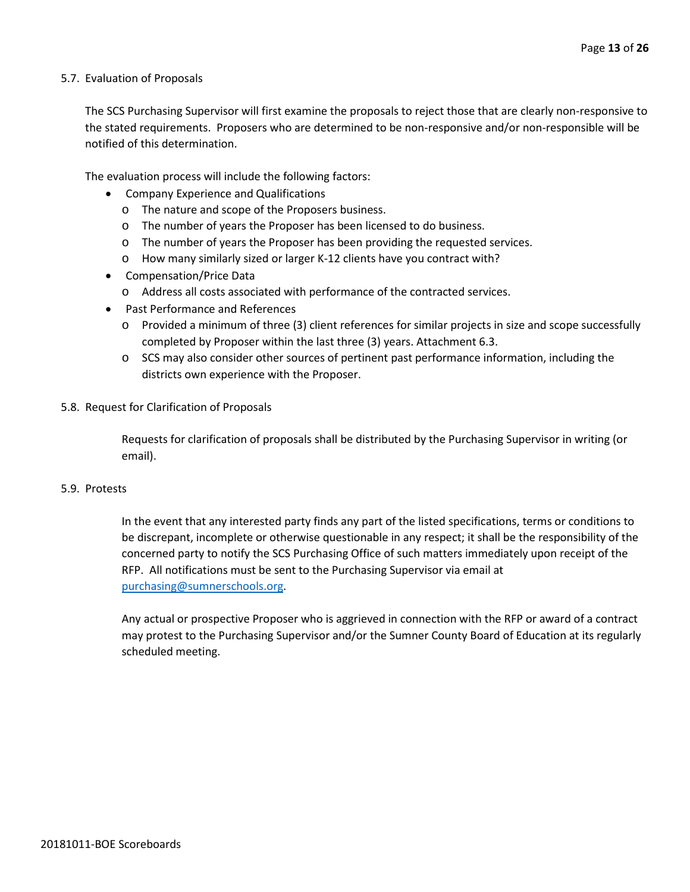5.7. Evaluation of Proposals

The SCS Purchasing Supervisor will first examine the proposals to reject those that are clearly non-responsive to the stated requirements. Proposers who are determined to be non-responsive and/or non-responsible will be notified of this determination.

The evaluation process will include the following factors:

- Company Experience and Qualifications
  - The nature and scope of the Proposers business.
  - The number of years the Proposer has been licensed to do business.
  - The number of years the Proposer has been providing the requested services.
  - How many similarly sized or larger K-12 clients have you contract with?
- Compensation/Price Data
  - Address all costs associated with performance of the contracted services.
- Past Performance and References
  - Provided a minimum of three (3) client references for similar projects in size and scope successfully completed by Proposer within the last three (3) years. Attachment 6.3.
  - SCS may also consider other sources of pertinent past performance information, including the districts own experience with the Proposer.

5.8. Request for Clarification of Proposals

Requests for clarification of proposals shall be distributed by the Purchasing Supervisor in writing (or email).

5.9. Protests

In the event that any interested party finds any part of the listed specifications, terms or conditions to be discrepant, incomplete or otherwise questionable in any respect; it shall be the responsibility of the concerned party to notify the SCS Purchasing Office of such matters immediately upon receipt of the RFP. All notifications must be sent to the Purchasing Supervisor via email at purchasing@sumnerschools.org.

Any actual or prospective Proposer who is aggrieved in connection with the RFP or award of a contract may protest to the Purchasing Supervisor and/or the Sumner County Board of Education at its regularly scheduled meeting.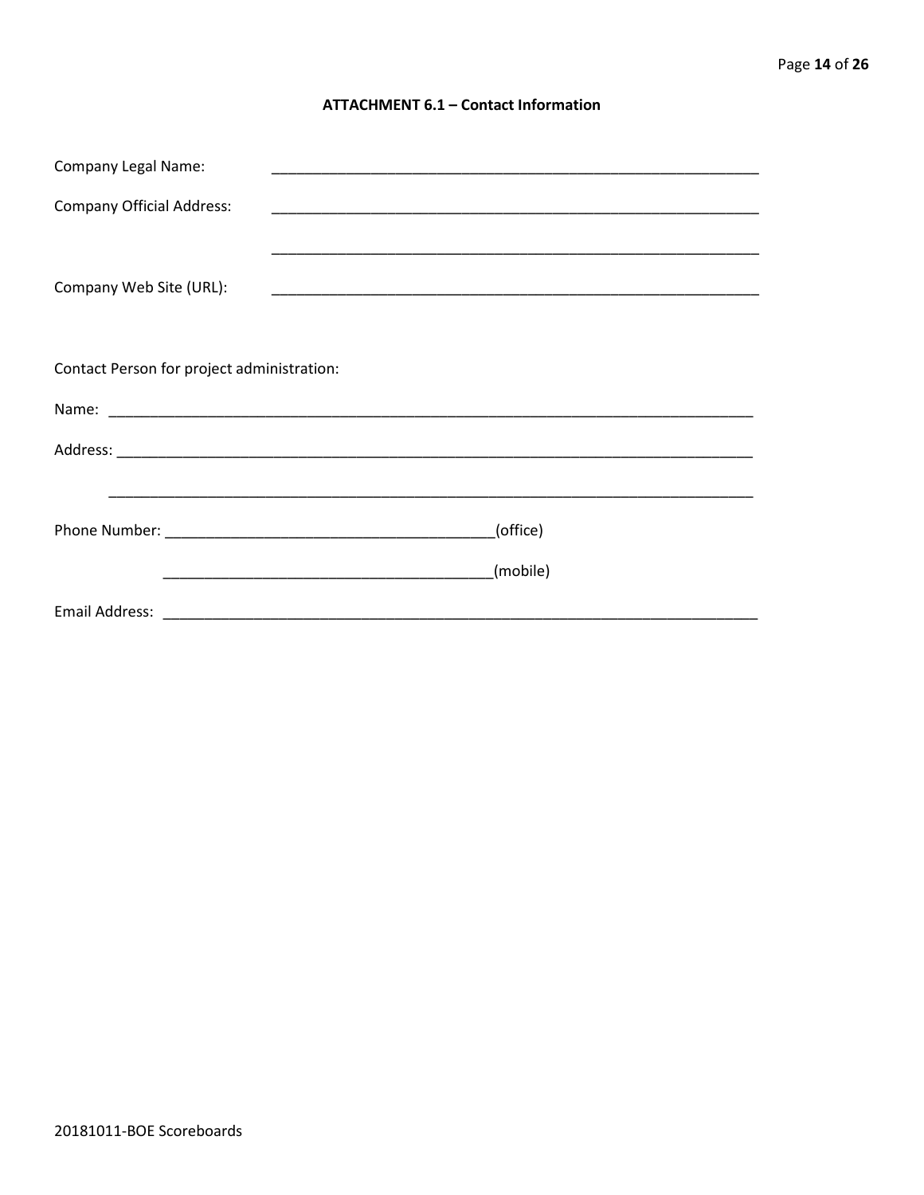## ATTACHMENT 6.1 – Contact Information

Company Legal Name: ____________________________________________________________

Company Official Address: ____________________________________________________________

____________________________________________________________

Company Web Site (URL): ____________________________________________________________

Contact Person for project administration:

Name: ________________________________________________________________________________

Address: ______________________________________________________________________________

______________________________________________________________________________

Phone Number: ________________________________________(office)

________________________________________(mobile)

Email Address: ___________________________________________________________________________

20181011-BOE Scoreboards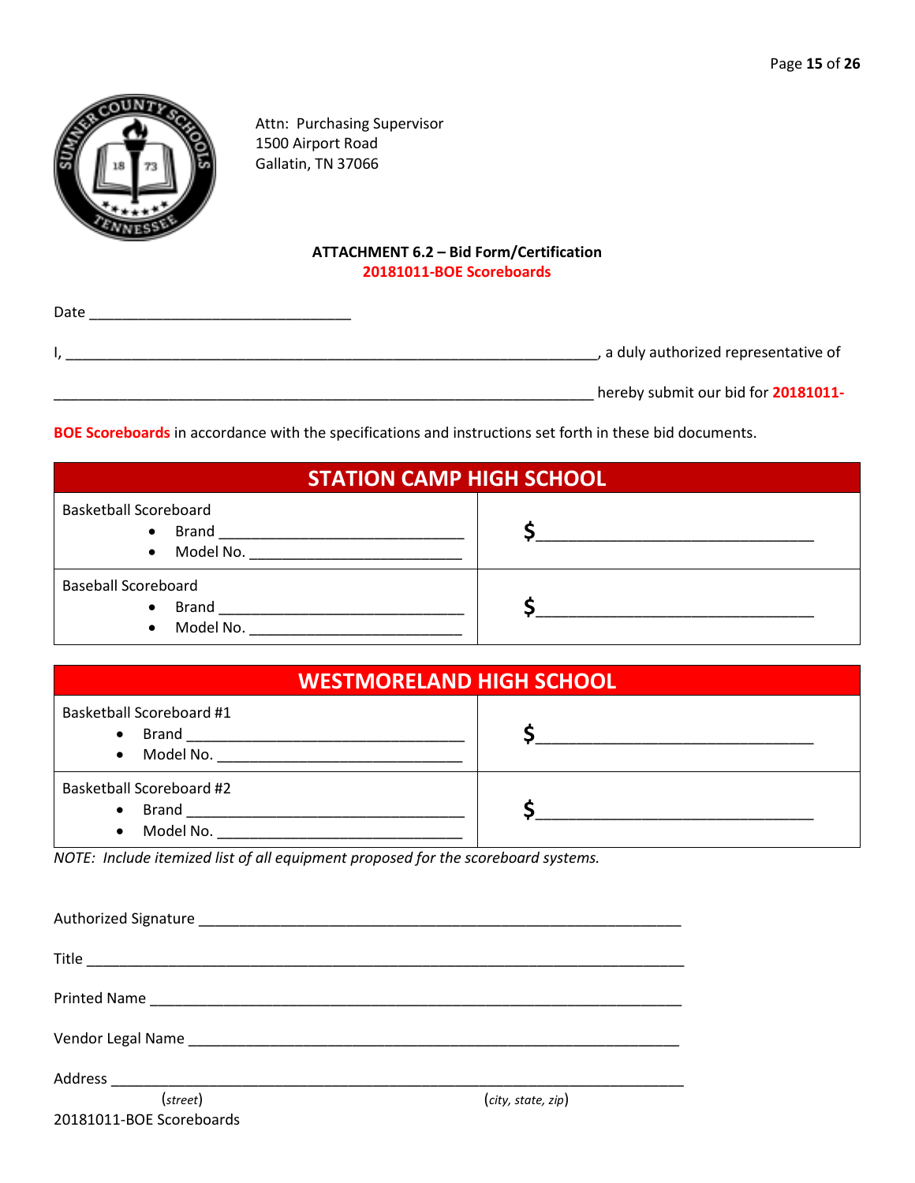Attn: Purchasing Supervisor
1500 Airport Road
Gallatin, TN 37066

## ATTACHMENT 6.2 – Bid Form/Certification

**20181011-BOE Scoreboards**

Date ________________________________

I, __________________________________________________________________, a duly authorized representative of

__________________________________________________________________ hereby submit our bid for **20181011-BOE Scoreboards** in accordance with the specifications and instructions set forth in these bid documents.

| STATION CAMP HIGH SCHOOL | |
|---|---|
| Basketball Scoreboard<br>• Brand ______________________________<br>• Model No. _________________________ | $______________________________ |
| Baseball Scoreboard<br>• Brand ______________________________<br>• Model No. _________________________ | $______________________________ |

| WESTMORELAND HIGH SCHOOL | |
|---|---|
| Basketball Scoreboard #1<br>• Brand __________________________________<br>• Model No. ______________________________ | $______________________________ |
| Basketball Scoreboard #2<br>• Brand __________________________________<br>• Model No. ______________________________ | $______________________________ |

*NOTE: Include itemized list of all equipment proposed for the scoreboard systems.*

Authorized Signature ___________________________________________________________

Title ________________________________________________________________________

Printed Name _________________________________________________________________

Vendor Legal Name _____________________________________________________________

Address ______________________________________________________________________
(*street*) (*city, state, zip*)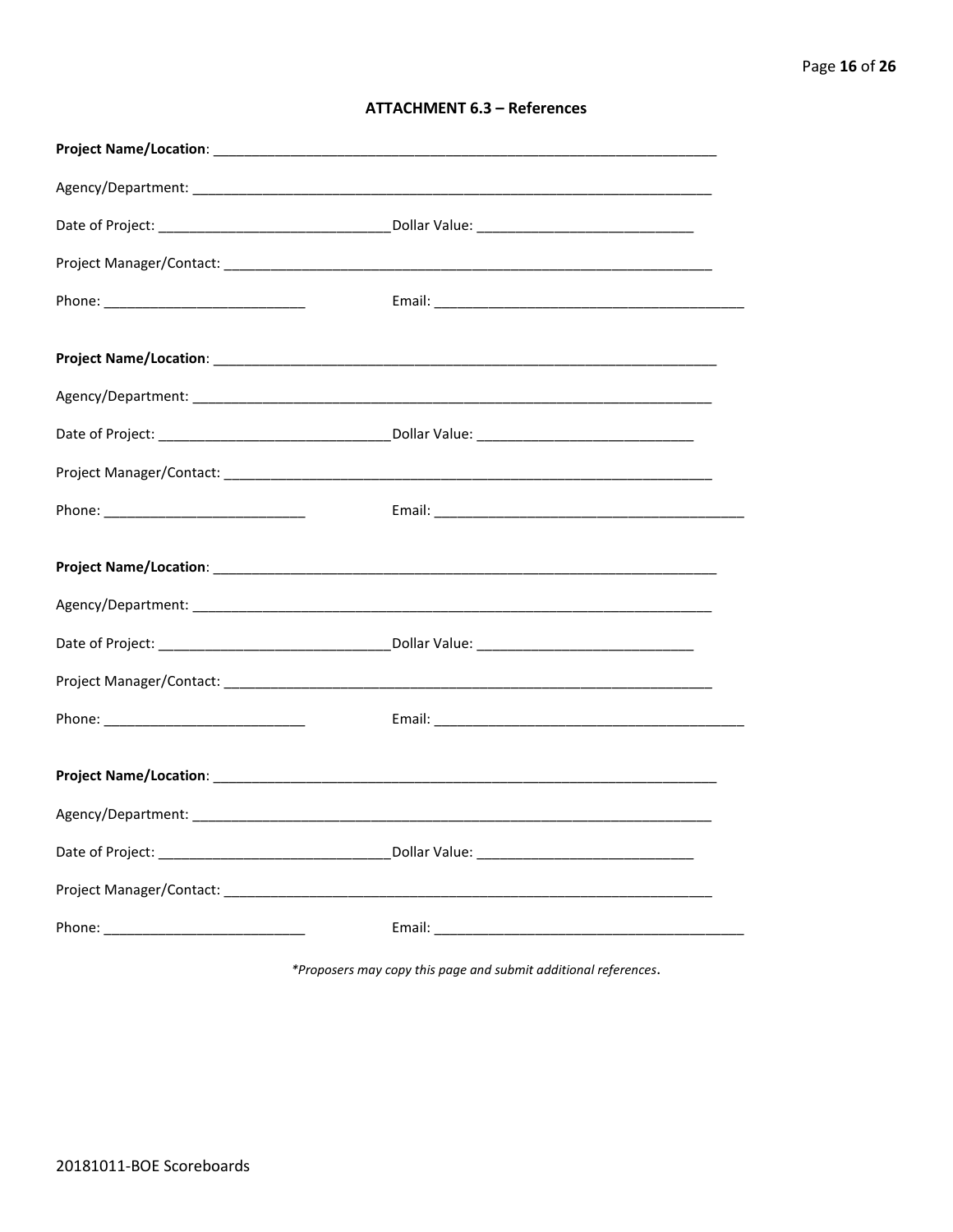### ATTACHMENT 6.3 – References

**Project Name/Location**: ____________________________________________________________________

Agency/Department: ____________________________________________________________________

Date of Project: ______________________________ Dollar Value: ____________________________

Project Manager/Contact: ______________________________________________________________

Phone: __________________________ Email: _________________________________________

**Project Name/Location**: ____________________________________________________________________

Agency/Department: ____________________________________________________________________

Date of Project: ______________________________ Dollar Value: ____________________________

Project Manager/Contact: ______________________________________________________________

Phone: __________________________ Email: _________________________________________

**Project Name/Location**: ____________________________________________________________________

Agency/Department: ____________________________________________________________________

Date of Project: ______________________________ Dollar Value: ____________________________

Project Manager/Contact: ______________________________________________________________

Phone: __________________________ Email: _________________________________________

**Project Name/Location**: ____________________________________________________________________

Agency/Department: ____________________________________________________________________

Date of Project: ______________________________ Dollar Value: ____________________________

Project Manager/Contact: ______________________________________________________________

Phone: __________________________ Email: _________________________________________

*\*Proposers may copy this page and submit additional references.*

20181011-BOE Scoreboards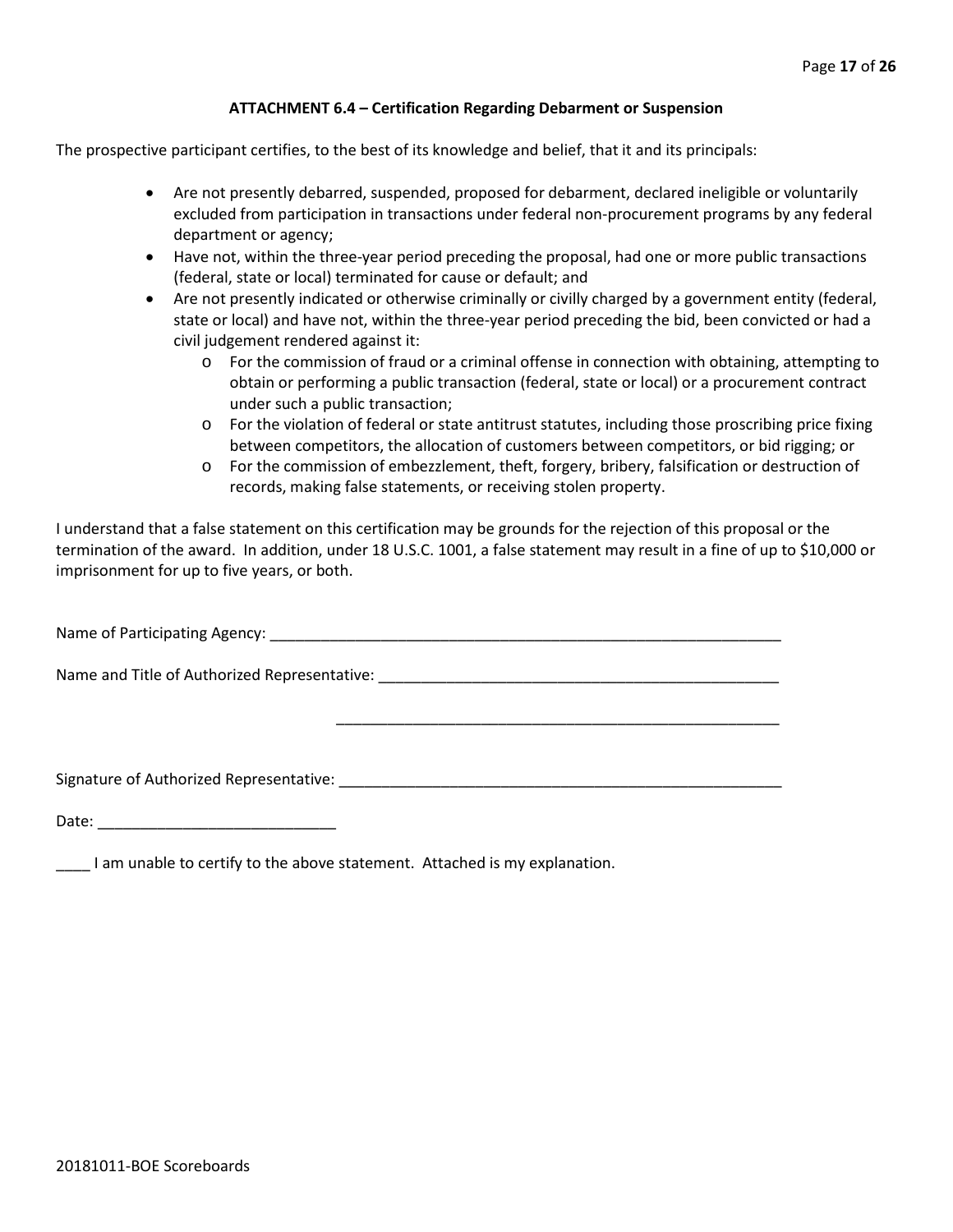### ATTACHMENT 6.4 – Certification Regarding Debarment or Suspension

The prospective participant certifies, to the best of its knowledge and belief, that it and its principals:

- Are not presently debarred, suspended, proposed for debarment, declared ineligible or voluntarily excluded from participation in transactions under federal non-procurement programs by any federal department or agency;
- Have not, within the three-year period preceding the proposal, had one or more public transactions (federal, state or local) terminated for cause or default; and
- Are not presently indicated or otherwise criminally or civilly charged by a government entity (federal, state or local) and have not, within the three-year period preceding the bid, been convicted or had a civil judgement rendered against it:
  - For the commission of fraud or a criminal offense in connection with obtaining, attempting to obtain or performing a public transaction (federal, state or local) or a procurement contract under such a public transaction;
  - For the violation of federal or state antitrust statutes, including those proscribing price fixing between competitors, the allocation of customers between competitors, or bid rigging; or
  - For the commission of embezzlement, theft, forgery, bribery, falsification or destruction of records, making false statements, or receiving stolen property.

I understand that a false statement on this certification may be grounds for the rejection of this proposal or the termination of the award. In addition, under 18 U.S.C. 1001, a false statement may result in a fine of up to $10,000 or imprisonment for up to five years, or both.

Name of Participating Agency: ______________________________________________________________

Name and Title of Authorized Representative: ________________________________________________

________________________________________________

Signature of Authorized Representative: _____________________________________________________

Date: ____________________________

____ I am unable to certify to the above statement. Attached is my explanation.

20181011-BOE Scoreboards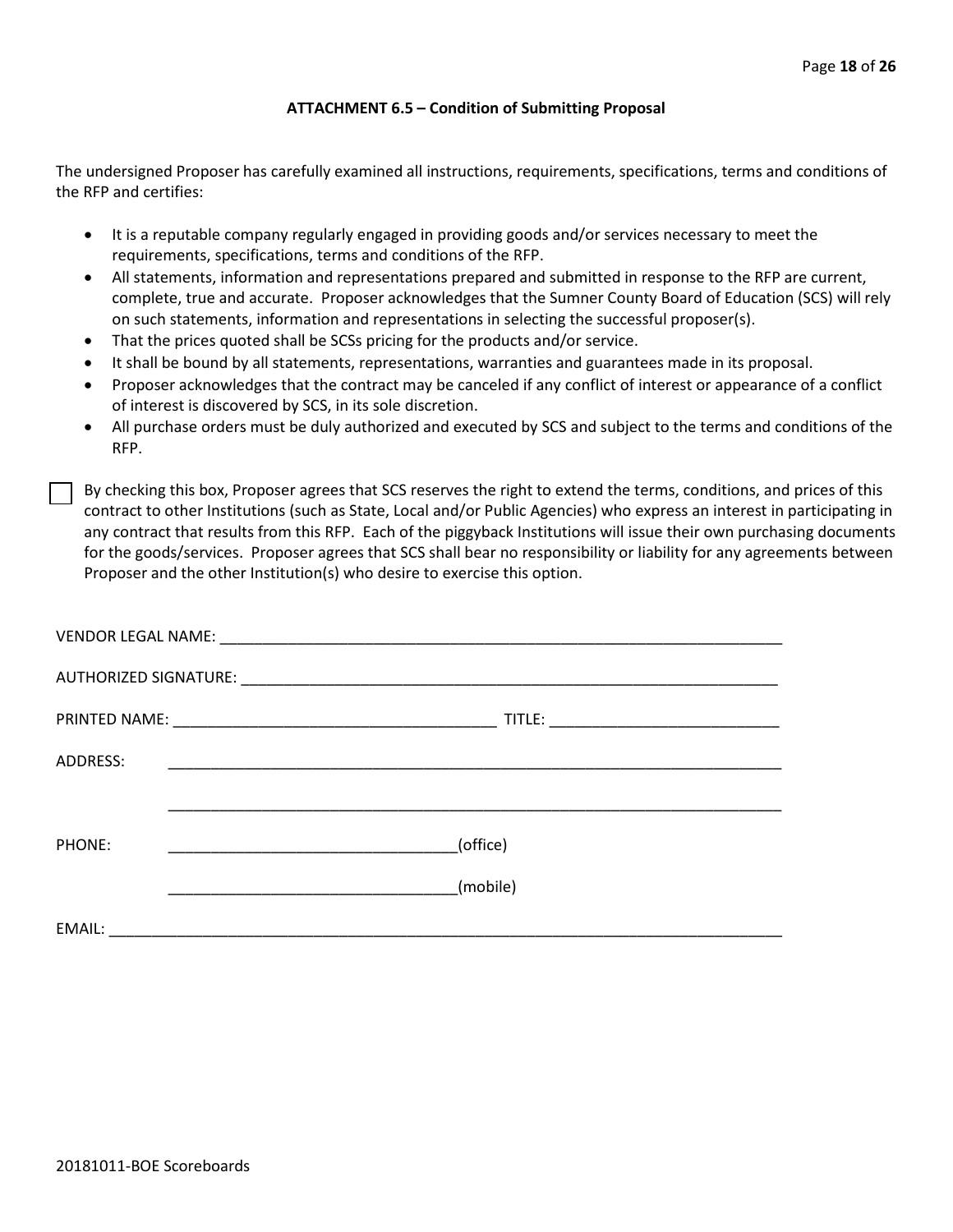### ATTACHMENT 6.5 – Condition of Submitting Proposal

The undersigned Proposer has carefully examined all instructions, requirements, specifications, terms and conditions of the RFP and certifies:

- It is a reputable company regularly engaged in providing goods and/or services necessary to meet the requirements, specifications, terms and conditions of the RFP.
- All statements, information and representations prepared and submitted in response to the RFP are current, complete, true and accurate. Proposer acknowledges that the Sumner County Board of Education (SCS) will rely on such statements, information and representations in selecting the successful proposer(s).
- That the prices quoted shall be SCSs pricing for the products and/or service.
- It shall be bound by all statements, representations, warranties and guarantees made in its proposal.
- Proposer acknowledges that the contract may be canceled if any conflict of interest or appearance of a conflict of interest is discovered by SCS, in its sole discretion.
- All purchase orders must be duly authorized and executed by SCS and subject to the terms and conditions of the RFP.

☐ By checking this box, Proposer agrees that SCS reserves the right to extend the terms, conditions, and prices of this contract to other Institutions (such as State, Local and/or Public Agencies) who express an interest in participating in any contract that results from this RFP. Each of the piggyback Institutions will issue their own purchasing documents for the goods/services. Proposer agrees that SCS shall bear no responsibility or liability for any agreements between Proposer and the other Institution(s) who desire to exercise this option.

VENDOR LEGAL NAME: ____________________________________________________________________

AUTHORIZED SIGNATURE: _________________________________________________________________

PRINTED NAME: ______________________________________ TITLE: ___________________________

ADDRESS: _______________________________________________________________________

_______________________________________________________________________

PHONE: __________________________________(office)

__________________________________(mobile)

EMAIL: ______________________________________________________________________________

20181011-BOE Scoreboards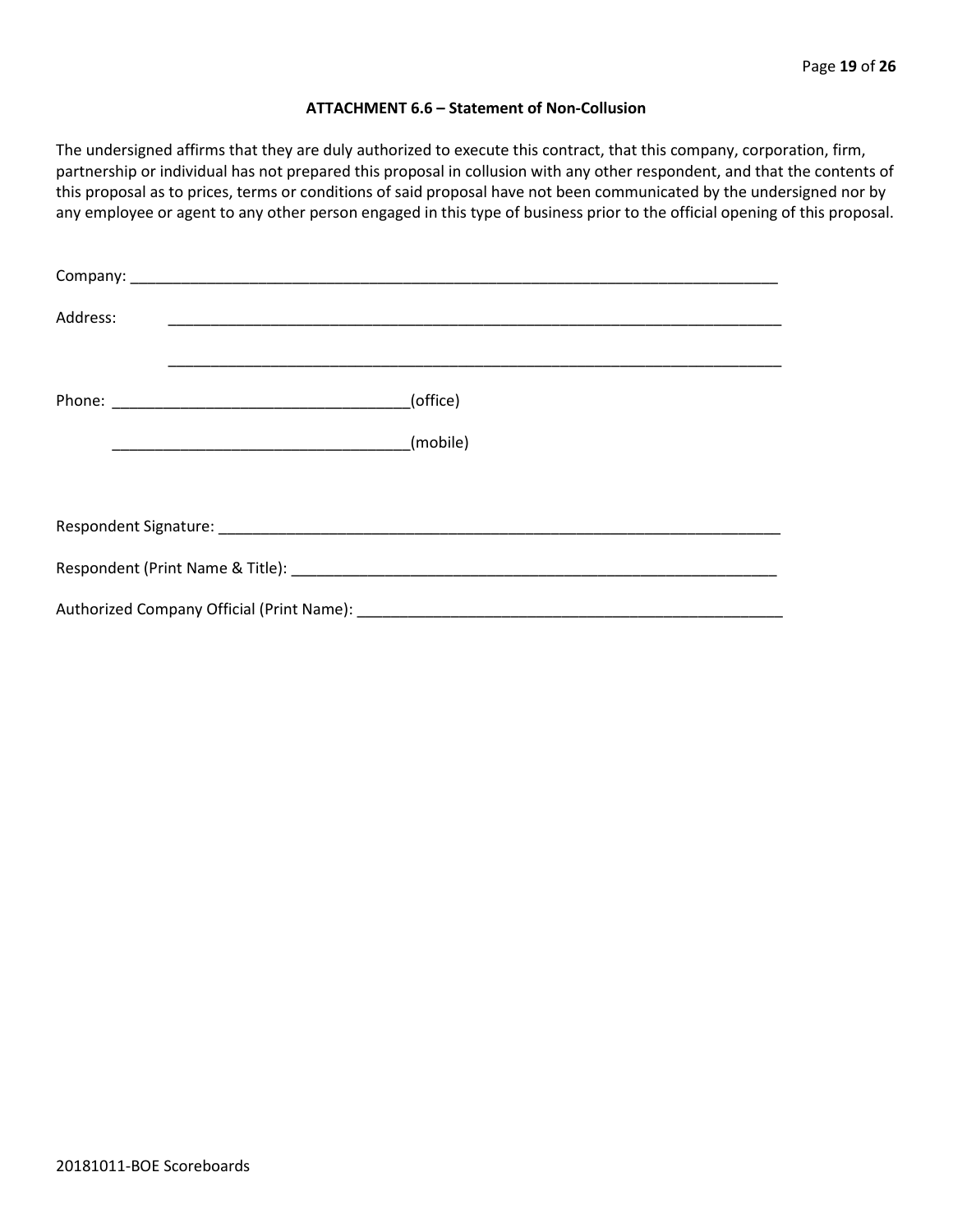### ATTACHMENT 6.6 – Statement of Non-Collusion

The undersigned affirms that they are duly authorized to execute this contract, that this company, corporation, firm, partnership or individual has not prepared this proposal in collusion with any other respondent, and that the contents of this proposal as to prices, terms or conditions of said proposal have not been communicated by the undersigned nor by any employee or agent to any other person engaged in this type of business prior to the official opening of this proposal.

Company: ______________________________________________________________________________

Address: ______________________________________________________________________________

______________________________________________________________________________

Phone: ___________________________________(office)

___________________________________(mobile)

Respondent Signature: ____________________________________________________________________

Respondent (Print Name & Title): ____________________________________________________________

Authorized Company Official (Print Name): ___________________________________________________

20181011-BOE Scoreboards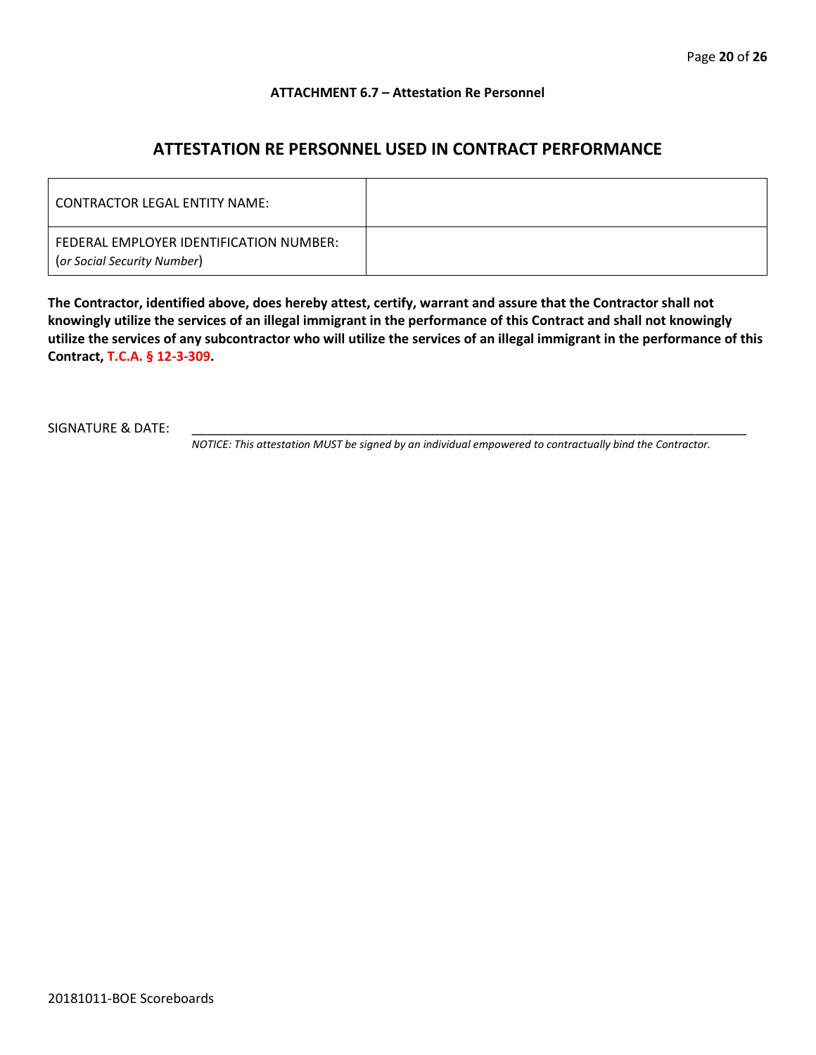**ATTACHMENT 6.7 – Attestation Re Personnel**

## ATTESTATION RE PERSONNEL USED IN CONTRACT PERFORMANCE

| CONTRACTOR LEGAL ENTITY NAME: | |
|---|---|
| FEDERAL EMPLOYER IDENTIFICATION NUMBER: (*or Social Security Number*) | |

**The Contractor, identified above, does hereby attest, certify, warrant and assure that the Contractor shall not knowingly utilize the services of an illegal immigrant in the performance of this Contract and shall not knowingly utilize the services of any subcontractor who will utilize the services of an illegal immigrant in the performance of this Contract, T.C.A. § 12-3-309.**

SIGNATURE & DATE: ______________________________________________________________

*NOTICE: This attestation MUST be signed by an individual empowered to contractually bind the Contractor.*

20181011-BOE Scoreboards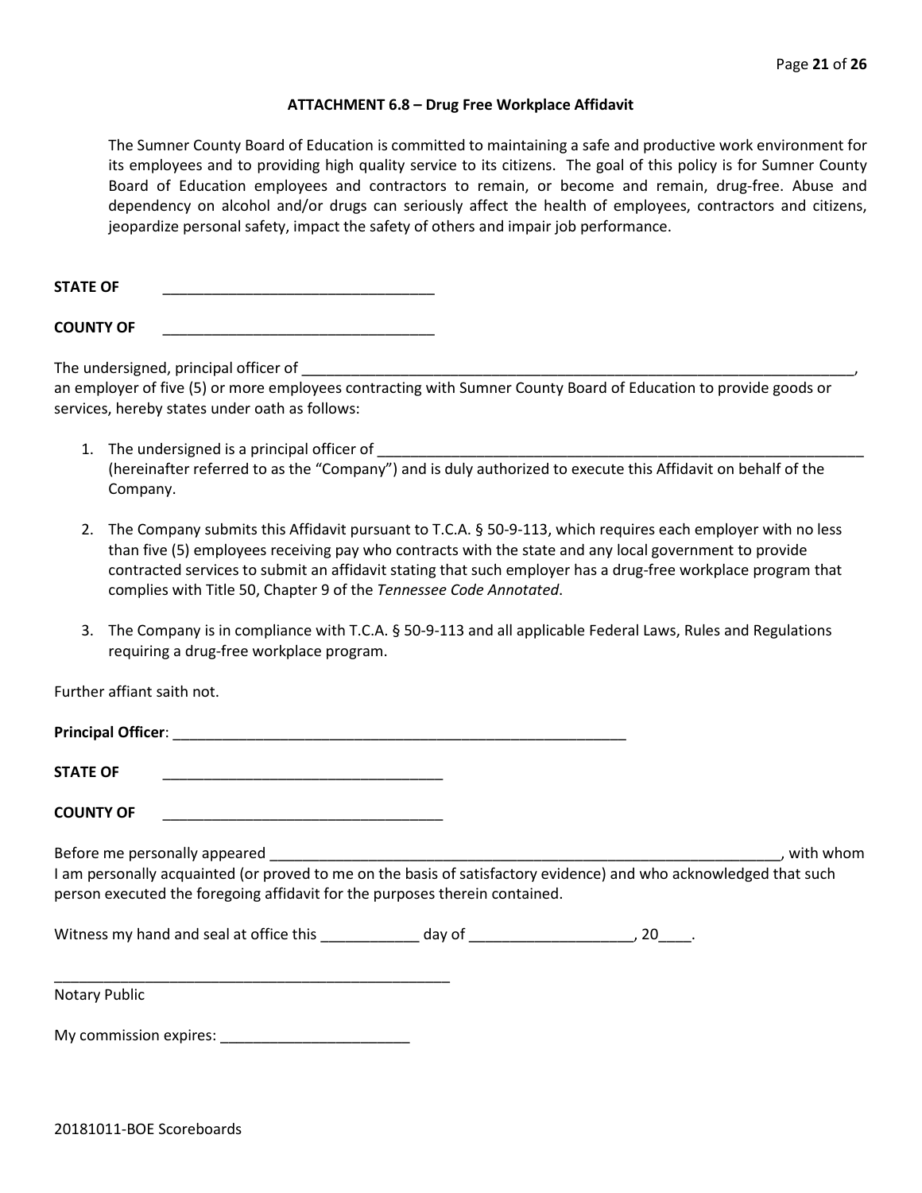### ATTACHMENT 6.8 – Drug Free Workplace Affidavit

The Sumner County Board of Education is committed to maintaining a safe and productive work environment for its employees and to providing high quality service to its citizens. The goal of this policy is for Sumner County Board of Education employees and contractors to remain, or become and remain, drug-free. Abuse and dependency on alcohol and/or drugs can seriously affect the health of employees, contractors and citizens, jeopardize personal safety, impact the safety of others and impair job performance.

**STATE OF** ________________________________

**COUNTY OF** ________________________________

The undersigned, principal officer of ______________________________________________________________________, an employer of five (5) or more employees contracting with Sumner County Board of Education to provide goods or services, hereby states under oath as follows:

1. The undersigned is a principal officer of ____________________________________________________________ (hereinafter referred to as the "Company") and is duly authorized to execute this Affidavit on behalf of the Company.

2. The Company submits this Affidavit pursuant to T.C.A. § 50-9-113, which requires each employer with no less than five (5) employees receiving pay who contracts with the state and any local government to provide contracted services to submit an affidavit stating that such employer has a drug-free workplace program that complies with Title 50, Chapter 9 of the *Tennessee Code Annotated*.

3. The Company is in compliance with T.C.A. § 50-9-113 and all applicable Federal Laws, Rules and Regulations requiring a drug-free workplace program.

Further affiant saith not.

**Principal Officer**: ______________________________________________________

**STATE OF** __________________________________

**COUNTY OF** __________________________________

Before me personally appeared _____________________________________________________________, with whom I am personally acquainted (or proved to me on the basis of satisfactory evidence) and who acknowledged that such person executed the foregoing affidavit for the purposes therein contained.

Witness my hand and seal at office this ___________ day of ___________________, 20____.

_________________________________________________
Notary Public

My commission expires: ______________________

20181011-BOE Scoreboards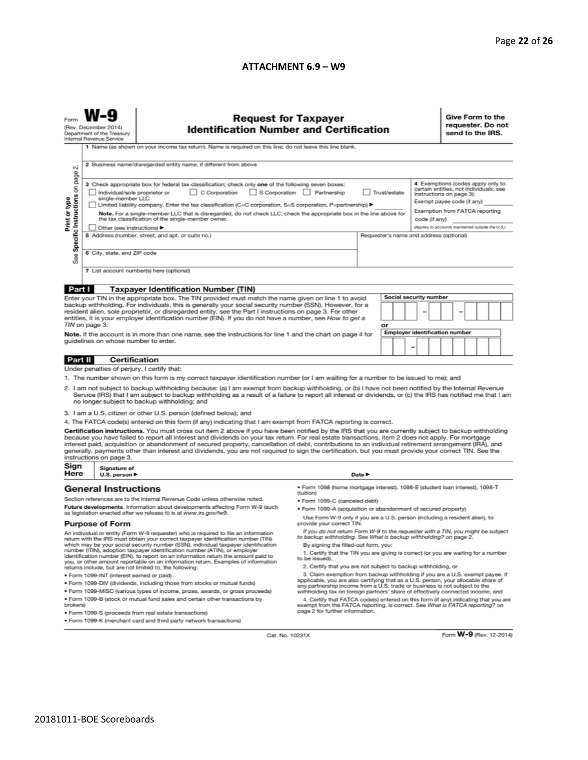**ATTACHMENT 6.9 – W9**

Form **W-9**
(Rev. December 2014)
Department of the Treasury
Internal Revenue Service

# Request for Taxpayer Identification Number and Certification

**Give Form to the requester. Do not send to the IRS.**

Print or type
See Specific Instructions on page 2.

1 Name (as shown on your income tax return). Name is required on this line; do not leave this line blank.

2 Business name/disregarded entity name, if different from above

3 Check appropriate box for federal tax classification; check only **one** of the following seven boxes:
☐ Individual/sole proprietor or single-member LLC ☐ C Corporation ☐ S Corporation ☐ Partnership ☐ Trust/estate
☐ Limited liability company. Enter the tax classification (C=C corporation, S=S corporation, P=partnership) ▶ ________
**Note.** For a single-member LLC that is disregarded, do not check LLC; check the appropriate box in the line above for the tax classification of the single-member owner.
☐ Other (see instructions) ▶

4 Exemptions (codes apply only to certain entities, not individuals; see instructions on page 3):
Exempt payee code (if any) ________
Exemption from FATCA reporting code (if any) ________
*(Applies to accounts maintained outside the U.S.)*

5 Address (number, street, and apt. or suite no.)

Requester's name and address (optional)

6 City, state, and ZIP code

7 List account number(s) here (optional)

## Part I Taxpayer Identification Number (TIN)

Enter your TIN in the appropriate box. The TIN provided must match the name given on line 1 to avoid backup withholding. For individuals, this is generally your social security number (SSN). However, for a resident alien, sole proprietor, or disregarded entity, see the Part I instructions on page 3. For other entities, it is your employer identification number (EIN). If you do not have a number, see *How to get a TIN* on page 3.

**Note.** If the account is in more than one name, see the instructions for line 1 and the chart on page 4 for guidelines on whose number to enter.

**Social security number**
☐☐☐ – ☐☐ – ☐☐☐☐

or

**Employer identification number**
☐☐ – ☐☐☐☐☐☐☐

## Part II Certification

Under penalties of perjury, I certify that:

1. The number shown on this form is my correct taxpayer identification number (or I am waiting for a number to be issued to me); and
2. I am not subject to backup withholding because: (a) I am exempt from backup withholding, or (b) I have not been notified by the Internal Revenue Service (IRS) that I am subject to backup withholding as a result of a failure to report all interest or dividends, or (c) the IRS has notified me that I am no longer subject to backup withholding; and
3. I am a U.S. citizen or other U.S. person (defined below); and
4. The FATCA code(s) entered on this form (if any) indicating that I am exempt from FATCA reporting is correct.

**Certification instructions.** You must cross out item 2 above if you have been notified by the IRS that you are currently subject to backup withholding because you have failed to report all interest and dividends on your tax return. For real estate transactions, item 2 does not apply. For mortgage interest paid, acquisition or abandonment of secured property, cancellation of debt, contributions to an individual retirement arrangement (IRA), and generally, payments other than interest and dividends, you are not required to sign the certification, but you must provide your correct TIN. See the instructions on page 3.

**Sign Here** Signature of U.S. person ▶ Date ▶

## General Instructions

Section references are to the Internal Revenue Code unless otherwise noted.

**Future developments.** Information about developments affecting Form W-9 (such as legislation enacted after we release it) is at *www.irs.gov/fw9*.

### Purpose of Form

An individual or entity (Form W-9 requester) who is required to file an information return with the IRS must obtain your correct taxpayer identification number (TIN) which may be your social security number (SSN), individual taxpayer identification number (ITIN), adoption taxpayer identification number (ATIN), or employer identification number (EIN), to report on an information return the amount paid to you, or other amount reportable on an information return. Examples of information returns include, but are not limited to, the following:

- Form 1099-INT (interest earned or paid)
- Form 1099-DIV (dividends, including those from stocks or mutual funds)
- Form 1099-MISC (various types of income, prizes, awards, or gross proceeds)
- Form 1099-B (stock or mutual fund sales and certain other transactions by brokers)
- Form 1099-S (proceeds from real estate transactions)
- Form 1099-K (merchant card and third party network transactions)
- Form 1098 (home mortgage interest), 1098-E (student loan interest), 1098-T (tuition)
- Form 1099-C (canceled debt)
- Form 1099-A (acquisition or abandonment of secured property)

Use Form W-9 only if you are a U.S. person (including a resident alien), to provide your correct TIN.

*If you do not return Form W-9 to the requester with a TIN, you might be subject to backup withholding. See What is backup withholding? on page 2.*

By signing the filled-out form, you:

1. Certify that the TIN you are giving is correct (or you are waiting for a number to be issued),
2. Certify that you are not subject to backup withholding, or
3. Claim exemption from backup withholding if you are a U.S. exempt payee. If applicable, you are also certifying that as a U.S. person, your allocable share of any partnership income from a U.S. trade or business is not subject to the withholding tax on foreign partners' share of effectively connected income, and
4. Certify that FATCA code(s) entered on this form (if any) indicating that you are exempt from the FATCA reporting, is correct. See *What is FATCA reporting?* on page 2 for further information.

Cat. No. 10231X

Form **W-9** (Rev. 12-2014)

20181011-BOE Scoreboards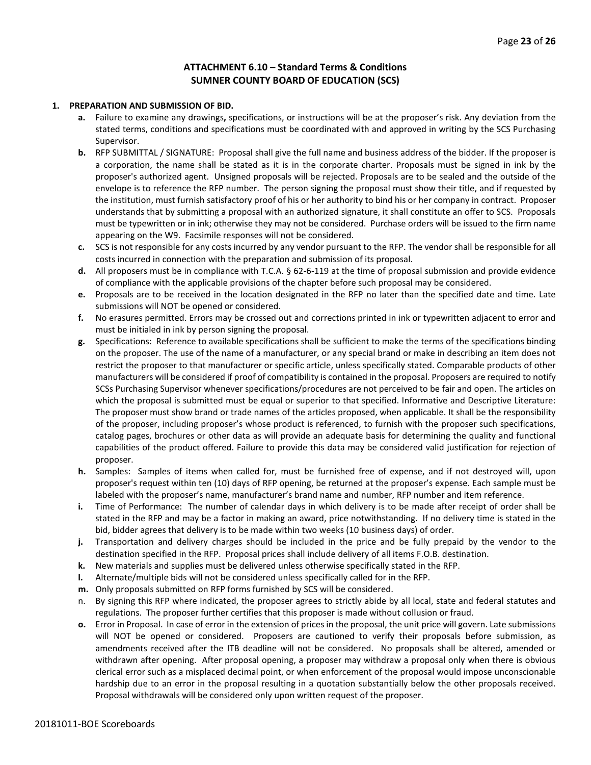# ATTACHMENT 6.10 – Standard Terms & Conditions
# SUMNER COUNTY BOARD OF EDUCATION (SCS)

**1. PREPARATION AND SUBMISSION OF BID.**

- **a.** Failure to examine any drawings**,** specifications, or instructions will be at the proposer's risk. Any deviation from the stated terms, conditions and specifications must be coordinated with and approved in writing by the SCS Purchasing Supervisor.
- **b.** RFP SUBMITTAL / SIGNATURE: Proposal shall give the full name and business address of the bidder. If the proposer is a corporation, the name shall be stated as it is in the corporate charter. Proposals must be signed in ink by the proposer's authorized agent. Unsigned proposals will be rejected. Proposals are to be sealed and the outside of the envelope is to reference the RFP number. The person signing the proposal must show their title, and if requested by the institution, must furnish satisfactory proof of his or her authority to bind his or her company in contract. Proposer understands that by submitting a proposal with an authorized signature, it shall constitute an offer to SCS. Proposals must be typewritten or in ink; otherwise they may not be considered. Purchase orders will be issued to the firm name appearing on the W9. Facsimile responses will not be considered.
- **c.** SCS is not responsible for any costs incurred by any vendor pursuant to the RFP. The vendor shall be responsible for all costs incurred in connection with the preparation and submission of its proposal.
- **d.** All proposers must be in compliance with T.C.A. § 62-6-119 at the time of proposal submission and provide evidence of compliance with the applicable provisions of the chapter before such proposal may be considered.
- **e.** Proposals are to be received in the location designated in the RFP no later than the specified date and time. Late submissions will NOT be opened or considered.
- **f.** No erasures permitted. Errors may be crossed out and corrections printed in ink or typewritten adjacent to error and must be initialed in ink by person signing the proposal.
- **g.** Specifications: Reference to available specifications shall be sufficient to make the terms of the specifications binding on the proposer. The use of the name of a manufacturer, or any special brand or make in describing an item does not restrict the proposer to that manufacturer or specific article, unless specifically stated. Comparable products of other manufacturers will be considered if proof of compatibility is contained in the proposal. Proposers are required to notify SCSs Purchasing Supervisor whenever specifications/procedures are not perceived to be fair and open. The articles on which the proposal is submitted must be equal or superior to that specified. Informative and Descriptive Literature: The proposer must show brand or trade names of the articles proposed, when applicable. It shall be the responsibility of the proposer, including proposer's whose product is referenced, to furnish with the proposer such specifications, catalog pages, brochures or other data as will provide an adequate basis for determining the quality and functional capabilities of the product offered. Failure to provide this data may be considered valid justification for rejection of proposer.
- **h.** Samples: Samples of items when called for, must be furnished free of expense, and if not destroyed will, upon proposer's request within ten (10) days of RFP opening, be returned at the proposer's expense. Each sample must be labeled with the proposer's name, manufacturer's brand name and number, RFP number and item reference.
- **i.** Time of Performance: The number of calendar days in which delivery is to be made after receipt of order shall be stated in the RFP and may be a factor in making an award, price notwithstanding. If no delivery time is stated in the bid, bidder agrees that delivery is to be made within two weeks (10 business days) of order.
- **j.** Transportation and delivery charges should be included in the price and be fully prepaid by the vendor to the destination specified in the RFP. Proposal prices shall include delivery of all items F.O.B. destination.
- **k.** New materials and supplies must be delivered unless otherwise specifically stated in the RFP.
- **l.** Alternate/multiple bids will not be considered unless specifically called for in the RFP.
- **m.** Only proposals submitted on RFP forms furnished by SCS will be considered.
- n. By signing this RFP where indicated, the proposer agrees to strictly abide by all local, state and federal statutes and regulations. The proposer further certifies that this proposer is made without collusion or fraud.
- **o.** Error in Proposal. In case of error in the extension of prices in the proposal, the unit price will govern. Late submissions will NOT be opened or considered. Proposers are cautioned to verify their proposals before submission, as amendments received after the ITB deadline will not be considered. No proposals shall be altered, amended or withdrawn after opening. After proposal opening, a proposer may withdraw a proposal only when there is obvious clerical error such as a misplaced decimal point, or when enforcement of the proposal would impose unconscionable hardship due to an error in the proposal resulting in a quotation substantially below the other proposals received. Proposal withdrawals will be considered only upon written request of the proposer.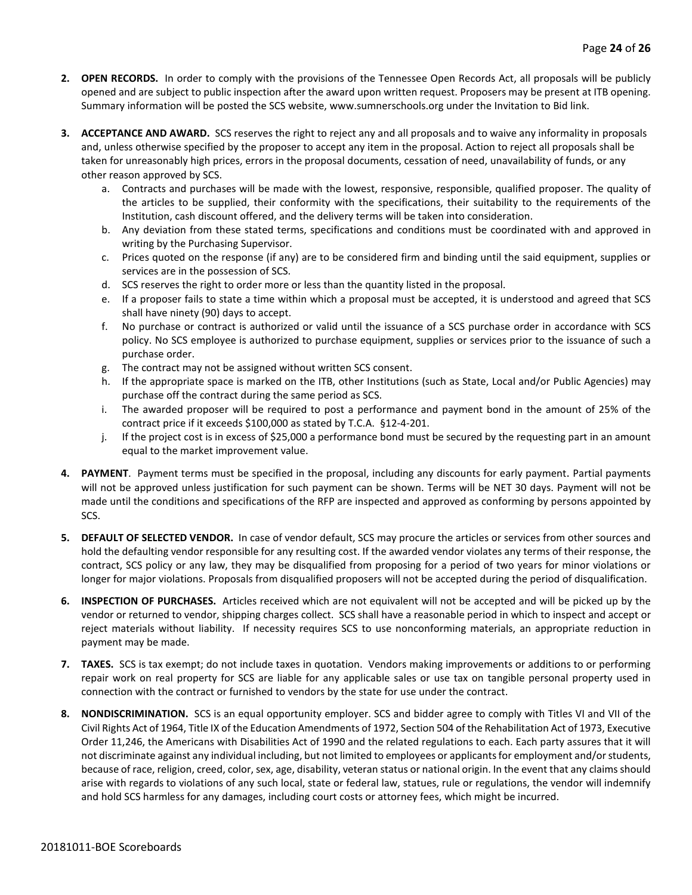2. **OPEN RECORDS.** In order to comply with the provisions of the Tennessee Open Records Act, all proposals will be publicly opened and are subject to public inspection after the award upon written request. Proposers may be present at ITB opening. Summary information will be posted the SCS website, www.sumnerschools.org under the Invitation to Bid link.

3. **ACCEPTANCE AND AWARD.** SCS reserves the right to reject any and all proposals and to waive any informality in proposals and, unless otherwise specified by the proposer to accept any item in the proposal. Action to reject all proposals shall be taken for unreasonably high prices, errors in the proposal documents, cessation of need, unavailability of funds, or any other reason approved by SCS.
   a. Contracts and purchases will be made with the lowest, responsive, responsible, qualified proposer. The quality of the articles to be supplied, their conformity with the specifications, their suitability to the requirements of the Institution, cash discount offered, and the delivery terms will be taken into consideration.
   b. Any deviation from these stated terms, specifications and conditions must be coordinated with and approved in writing by the Purchasing Supervisor.
   c. Prices quoted on the response (if any) are to be considered firm and binding until the said equipment, supplies or services are in the possession of SCS.
   d. SCS reserves the right to order more or less than the quantity listed in the proposal.
   e. If a proposer fails to state a time within which a proposal must be accepted, it is understood and agreed that SCS shall have ninety (90) days to accept.
   f. No purchase or contract is authorized or valid until the issuance of a SCS purchase order in accordance with SCS policy. No SCS employee is authorized to purchase equipment, supplies or services prior to the issuance of such a purchase order.
   g. The contract may not be assigned without written SCS consent.
   h. If the appropriate space is marked on the ITB, other Institutions (such as State, Local and/or Public Agencies) may purchase off the contract during the same period as SCS.
   i. The awarded proposer will be required to post a performance and payment bond in the amount of 25% of the contract price if it exceeds $100,000 as stated by T.C.A. §12-4-201.
   j. If the project cost is in excess of $25,000 a performance bond must be secured by the requesting part in an amount equal to the market improvement value.

4. **PAYMENT**. Payment terms must be specified in the proposal, including any discounts for early payment. Partial payments will not be approved unless justification for such payment can be shown. Terms will be NET 30 days. Payment will not be made until the conditions and specifications of the RFP are inspected and approved as conforming by persons appointed by SCS.

5. **DEFAULT OF SELECTED VENDOR.** In case of vendor default, SCS may procure the articles or services from other sources and hold the defaulting vendor responsible for any resulting cost. If the awarded vendor violates any terms of their response, the contract, SCS policy or any law, they may be disqualified from proposing for a period of two years for minor violations or longer for major violations. Proposals from disqualified proposers will not be accepted during the period of disqualification.

6. **INSPECTION OF PURCHASES.** Articles received which are not equivalent will not be accepted and will be picked up by the vendor or returned to vendor, shipping charges collect. SCS shall have a reasonable period in which to inspect and accept or reject materials without liability. If necessity requires SCS to use nonconforming materials, an appropriate reduction in payment may be made.

7. **TAXES.** SCS is tax exempt; do not include taxes in quotation. Vendors making improvements or additions to or performing repair work on real property for SCS are liable for any applicable sales or use tax on tangible personal property used in connection with the contract or furnished to vendors by the state for use under the contract.

8. **NONDISCRIMINATION.** SCS is an equal opportunity employer. SCS and bidder agree to comply with Titles VI and VII of the Civil Rights Act of 1964, Title IX of the Education Amendments of 1972, Section 504 of the Rehabilitation Act of 1973, Executive Order 11,246, the Americans with Disabilities Act of 1990 and the related regulations to each. Each party assures that it will not discriminate against any individual including, but not limited to employees or applicants for employment and/or students, because of race, religion, creed, color, sex, age, disability, veteran status or national origin. In the event that any claims should arise with regards to violations of any such local, state or federal law, statues, rule or regulations, the vendor will indemnify and hold SCS harmless for any damages, including court costs or attorney fees, which might be incurred.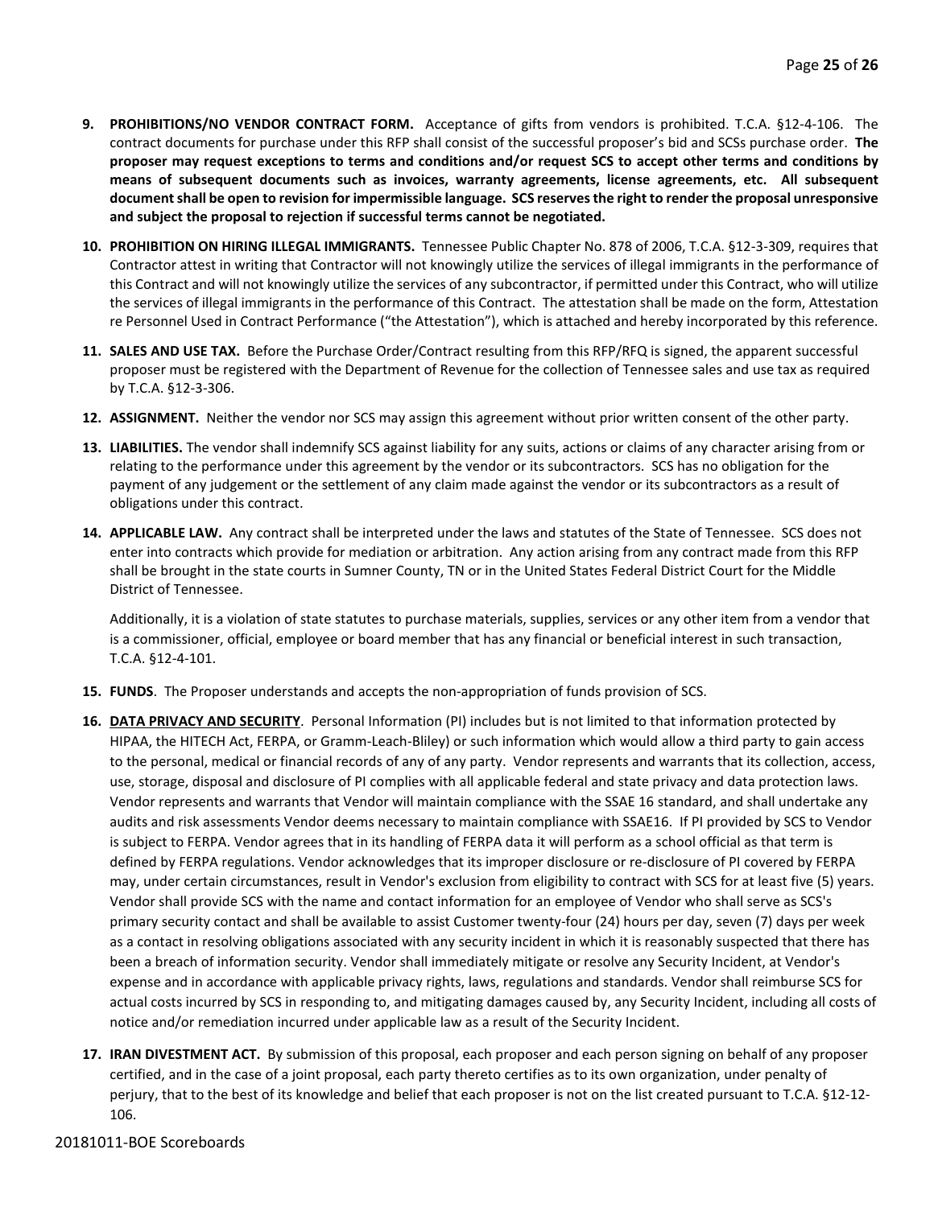9. **PROHIBITIONS/NO VENDOR CONTRACT FORM.** Acceptance of gifts from vendors is prohibited. T.C.A. §12-4-106. The contract documents for purchase under this RFP shall consist of the successful proposer's bid and SCSs purchase order. **The proposer may request exceptions to terms and conditions and/or request SCS to accept other terms and conditions by means of subsequent documents such as invoices, warranty agreements, license agreements, etc. All subsequent document shall be open to revision for impermissible language. SCS reserves the right to render the proposal unresponsive and subject the proposal to rejection if successful terms cannot be negotiated.**

10. **PROHIBITION ON HIRING ILLEGAL IMMIGRANTS.** Tennessee Public Chapter No. 878 of 2006, T.C.A. §12-3-309, requires that Contractor attest in writing that Contractor will not knowingly utilize the services of illegal immigrants in the performance of this Contract and will not knowingly utilize the services of any subcontractor, if permitted under this Contract, who will utilize the services of illegal immigrants in the performance of this Contract. The attestation shall be made on the form, Attestation re Personnel Used in Contract Performance ("the Attestation"), which is attached and hereby incorporated by this reference.

11. **SALES AND USE TAX.** Before the Purchase Order/Contract resulting from this RFP/RFQ is signed, the apparent successful proposer must be registered with the Department of Revenue for the collection of Tennessee sales and use tax as required by T.C.A. §12-3-306.

12. **ASSIGNMENT.** Neither the vendor nor SCS may assign this agreement without prior written consent of the other party.

13. **LIABILITIES.** The vendor shall indemnify SCS against liability for any suits, actions or claims of any character arising from or relating to the performance under this agreement by the vendor or its subcontractors. SCS has no obligation for the payment of any judgement or the settlement of any claim made against the vendor or its subcontractors as a result of obligations under this contract.

14. **APPLICABLE LAW.** Any contract shall be interpreted under the laws and statutes of the State of Tennessee. SCS does not enter into contracts which provide for mediation or arbitration. Any action arising from any contract made from this RFP shall be brought in the state courts in Sumner County, TN or in the United States Federal District Court for the Middle District of Tennessee.

    Additionally, it is a violation of state statutes to purchase materials, supplies, services or any other item from a vendor that is a commissioner, official, employee or board member that has any financial or beneficial interest in such transaction, T.C.A. §12-4-101.

15. **FUNDS**. The Proposer understands and accepts the non-appropriation of funds provision of SCS.

16. **DATA PRIVACY AND SECURITY**. Personal Information (PI) includes but is not limited to that information protected by HIPAA, the HITECH Act, FERPA, or Gramm-Leach-Bliley) or such information which would allow a third party to gain access to the personal, medical or financial records of any of any party. Vendor represents and warrants that its collection, access, use, storage, disposal and disclosure of PI complies with all applicable federal and state privacy and data protection laws. Vendor represents and warrants that Vendor will maintain compliance with the SSAE 16 standard, and shall undertake any audits and risk assessments Vendor deems necessary to maintain compliance with SSAE16. If PI provided by SCS to Vendor is subject to FERPA. Vendor agrees that in its handling of FERPA data it will perform as a school official as that term is defined by FERPA regulations. Vendor acknowledges that its improper disclosure or re-disclosure of PI covered by FERPA may, under certain circumstances, result in Vendor's exclusion from eligibility to contract with SCS for at least five (5) years. Vendor shall provide SCS with the name and contact information for an employee of Vendor who shall serve as SCS's primary security contact and shall be available to assist Customer twenty-four (24) hours per day, seven (7) days per week as a contact in resolving obligations associated with any security incident in which it is reasonably suspected that there has been a breach of information security. Vendor shall immediately mitigate or resolve any Security Incident, at Vendor's expense and in accordance with applicable privacy rights, laws, regulations and standards. Vendor shall reimburse SCS for actual costs incurred by SCS in responding to, and mitigating damages caused by, any Security Incident, including all costs of notice and/or remediation incurred under applicable law as a result of the Security Incident.

17. **IRAN DIVESTMENT ACT.** By submission of this proposal, each proposer and each person signing on behalf of any proposer certified, and in the case of a joint proposal, each party thereto certifies as to its own organization, under penalty of perjury, that to the best of its knowledge and belief that each proposer is not on the list created pursuant to T.C.A. §12-12-106.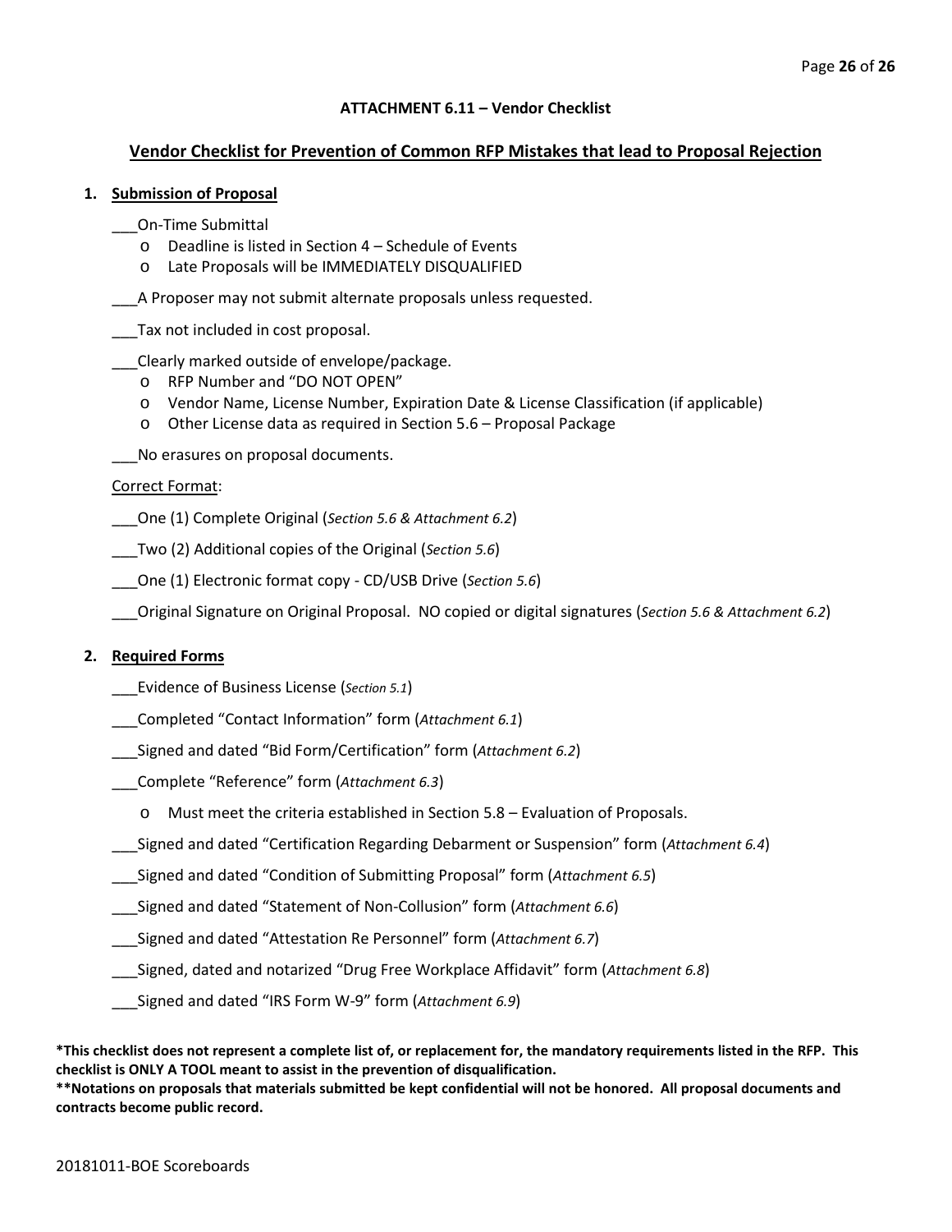**ATTACHMENT 6.11 – Vendor Checklist**

## Vendor Checklist for Prevention of Common RFP Mistakes that lead to Proposal Rejection

1. **Submission of Proposal**

   ___On-Time Submittal
   - Deadline is listed in Section 4 – Schedule of Events
   - Late Proposals will be IMMEDIATELY DISQUALIFIED

   ___A Proposer may not submit alternate proposals unless requested.

   ___Tax not included in cost proposal.

   ___Clearly marked outside of envelope/package.
   - RFP Number and "DO NOT OPEN"
   - Vendor Name, License Number, Expiration Date & License Classification (if applicable)
   - Other License data as required in Section 5.6 – Proposal Package

   ___No erasures on proposal documents.

   Correct Format:

   ___One (1) Complete Original (*Section 5.6 & Attachment 6.2*)

   ___Two (2) Additional copies of the Original (*Section 5.6*)

   ___One (1) Electronic format copy - CD/USB Drive (*Section 5.6*)

   ___Original Signature on Original Proposal. NO copied or digital signatures (*Section 5.6 & Attachment 6.2*)

2. **Required Forms**

   ___Evidence of Business License (*Section 5.1*)

   ___Completed "Contact Information" form (*Attachment 6.1*)

   ___Signed and dated "Bid Form/Certification" form (*Attachment 6.2*)

   ___Complete "Reference" form (*Attachment 6.3*)
   - Must meet the criteria established in Section 5.8 – Evaluation of Proposals.

   ___Signed and dated "Certification Regarding Debarment or Suspension" form (*Attachment 6.4*)

   ___Signed and dated "Condition of Submitting Proposal" form (*Attachment 6.5*)

   ___Signed and dated "Statement of Non-Collusion" form (*Attachment 6.6*)

   ___Signed and dated "Attestation Re Personnel" form (*Attachment 6.7*)

   ___Signed, dated and notarized "Drug Free Workplace Affidavit" form (*Attachment 6.8*)

   ___Signed and dated "IRS Form W-9" form (*Attachment 6.9*)

**\*This checklist does not represent a complete list of, or replacement for, the mandatory requirements listed in the RFP. This checklist is ONLY A TOOL meant to assist in the prevention of disqualification.**

**\*\*Notations on proposals that materials submitted be kept confidential will not be honored. All proposal documents and contracts become public record.**

20181011-BOE Scoreboards